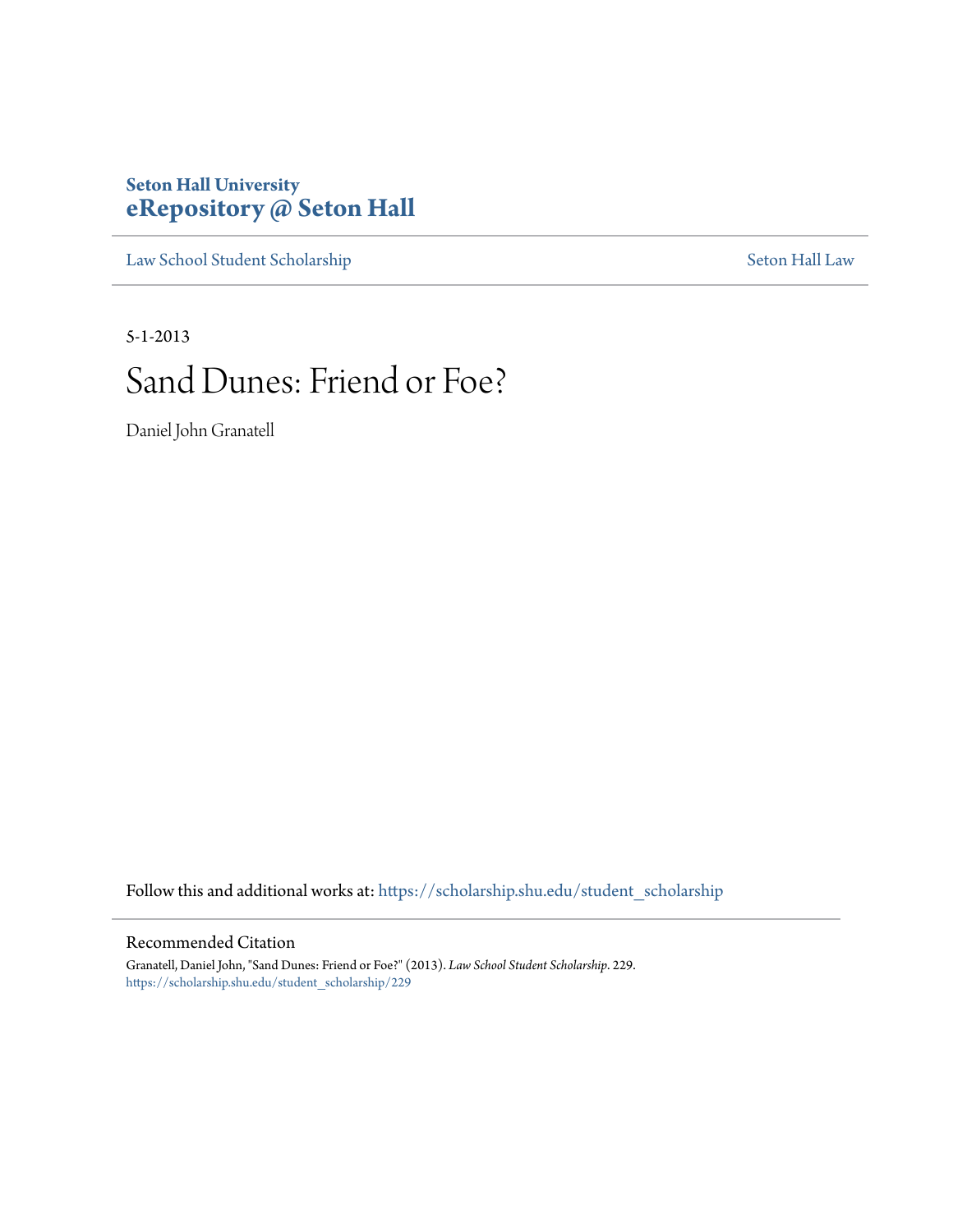Seton Hall University
**eRepository @ Seton Hall**

Law School Student Scholarship | Seton Hall Law

5-1-2013

# Sand Dunes: Friend or Foe?

Daniel John Granatell

Follow this and additional works at: https://scholarship.shu.edu/student_scholarship

## Recommended Citation

Granatell, Daniel John, "Sand Dunes: Friend or Foe?" (2013). *Law School Student Scholarship*. 229.
https://scholarship.shu.edu/student_scholarship/229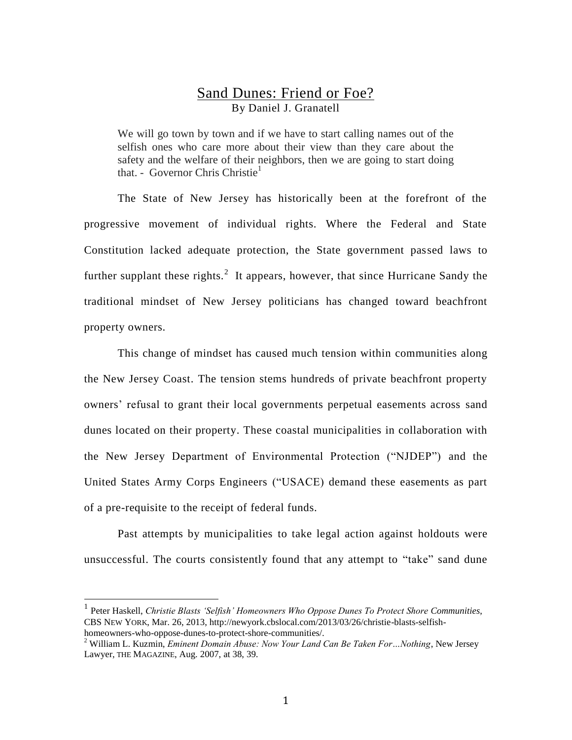# Sand Dunes: Friend or Foe?

By Daniel J. Granatell

> We will go town by town and if we have to start calling names out of the selfish ones who care more about their view than they care about the safety and the welfare of their neighbors, then we are going to start doing that. - Governor Chris Christie[1]

The State of New Jersey has historically been at the forefront of the progressive movement of individual rights. Where the Federal and State Constitution lacked adequate protection, the State government passed laws to further supplant these rights.[2] It appears, however, that since Hurricane Sandy the traditional mindset of New Jersey politicians has changed toward beachfront property owners.

This change of mindset has caused much tension within communities along the New Jersey Coast. The tension stems hundreds of private beachfront property owners' refusal to grant their local governments perpetual easements across sand dunes located on their property. These coastal municipalities in collaboration with the New Jersey Department of Environmental Protection ("NJDEP") and the United States Army Corps Engineers ("USACE) demand these easements as part of a pre-requisite to the receipt of federal funds.

Past attempts by municipalities to take legal action against holdouts were unsuccessful. The courts consistently found that any attempt to "take" sand dune

---

[1] Peter Haskell, *Christie Blasts 'Selfish' Homeowners Who Oppose Dunes To Protect Shore Communities*, CBS NEW YORK, Mar. 26, 2013, http://newyork.cbslocal.com/2013/03/26/christie-blasts-selfish-homeowners-who-oppose-dunes-to-protect-shore-communities/.

[2] William L. Kuzmin, *Eminent Domain Abuse: Now Your Land Can Be Taken For…Nothing*, New Jersey Lawyer, THE MAGAZINE, Aug. 2007, at 38, 39.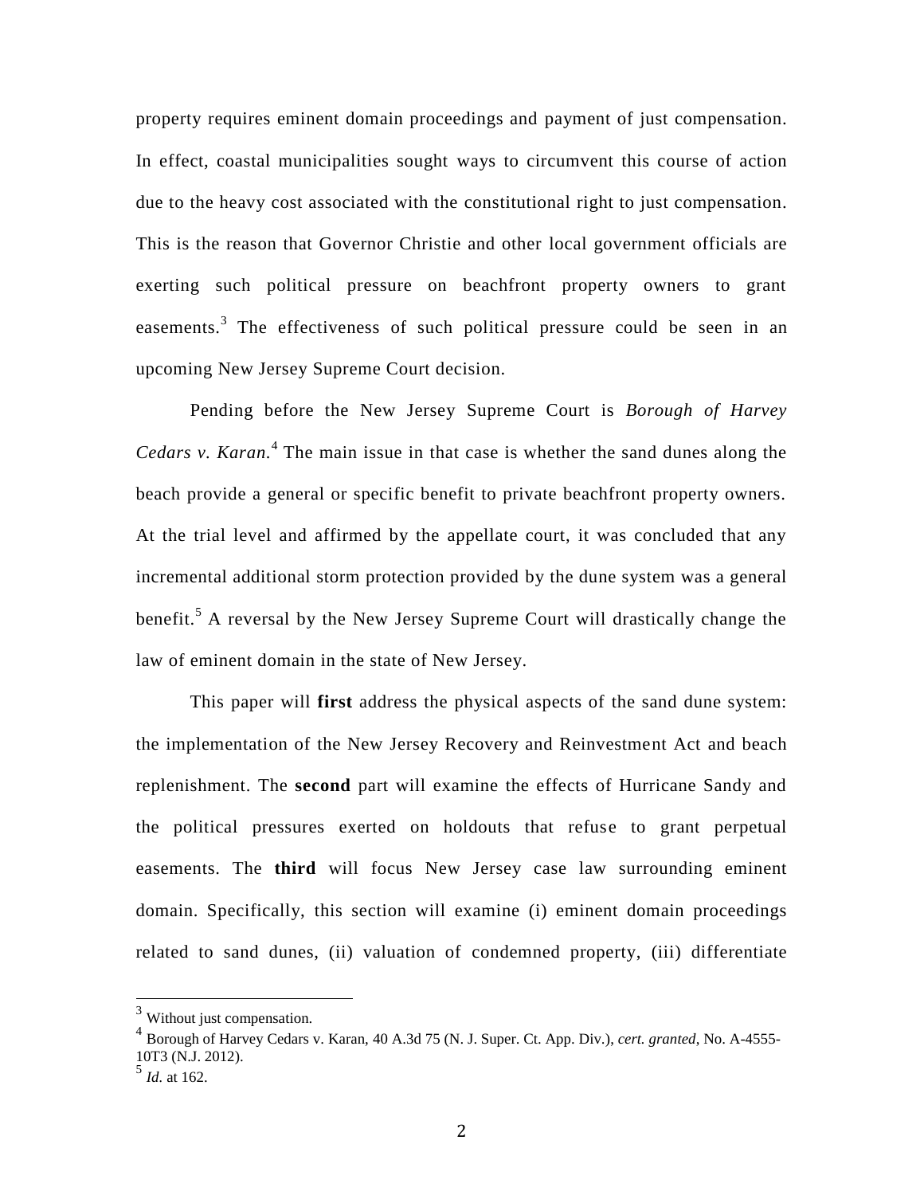property requires eminent domain proceedings and payment of just compensation. In effect, coastal municipalities sought ways to circumvent this course of action due to the heavy cost associated with the constitutional right to just compensation. This is the reason that Governor Christie and other local government officials are exerting such political pressure on beachfront property owners to grant easements.[3] The effectiveness of such political pressure could be seen in an upcoming New Jersey Supreme Court decision.

Pending before the New Jersey Supreme Court is *Borough of Harvey Cedars v. Karan.*[4] The main issue in that case is whether the sand dunes along the beach provide a general or specific benefit to private beachfront property owners. At the trial level and affirmed by the appellate court, it was concluded that any incremental additional storm protection provided by the dune system was a general benefit.[5] A reversal by the New Jersey Supreme Court will drastically change the law of eminent domain in the state of New Jersey.

This paper will **first** address the physical aspects of the sand dune system: the implementation of the New Jersey Recovery and Reinvestment Act and beach replenishment. The **second** part will examine the effects of Hurricane Sandy and the political pressures exerted on holdouts that refuse to grant perpetual easements. The **third** will focus New Jersey case law surrounding eminent domain. Specifically, this section will examine (i) eminent domain proceedings related to sand dunes, (ii) valuation of condemned property, (iii) differentiate

---

[3] Without just compensation.

[4] Borough of Harvey Cedars v. Karan, 40 A.3d 75 (N. J. Super. Ct. App. Div.), *cert. granted*, No. A-4555-10T3 (N.J. 2012).

[5] *Id.* at 162.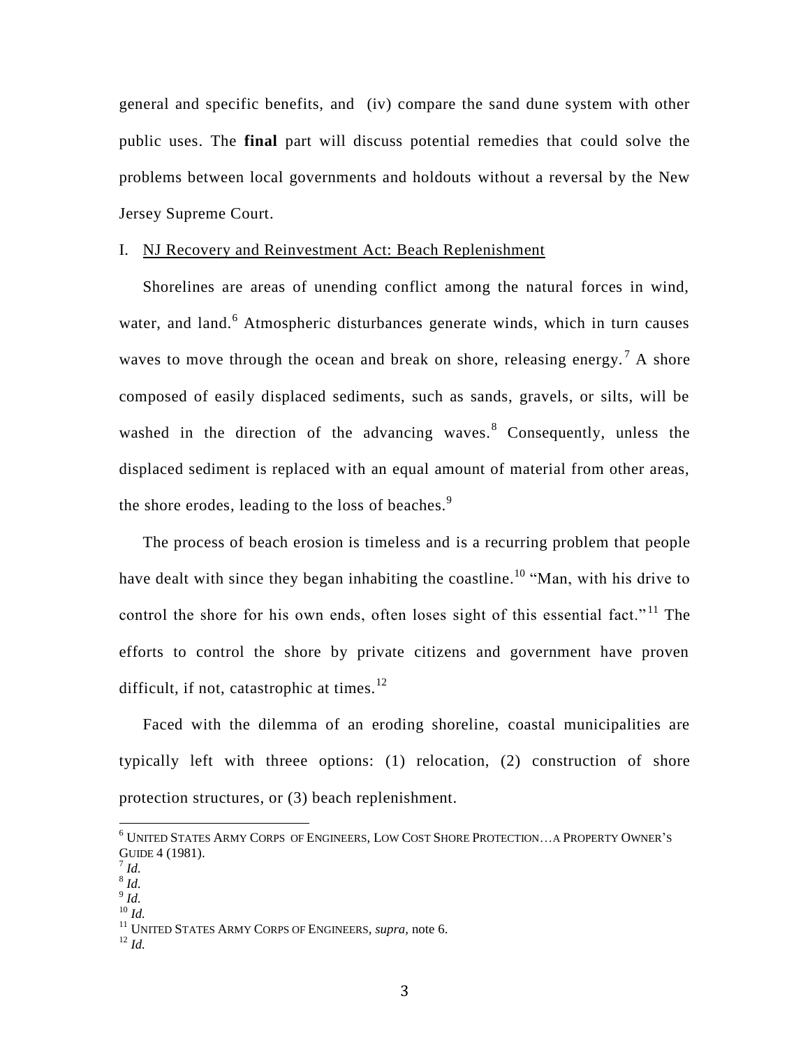general and specific benefits, and (iv) compare the sand dune system with other public uses. The **final** part will discuss potential remedies that could solve the problems between local governments and holdouts without a reversal by the New Jersey Supreme Court.

I. NJ Recovery and Reinvestment Act: Beach Replenishment

Shorelines are areas of unending conflict among the natural forces in wind, water, and land.[6] Atmospheric disturbances generate winds, which in turn causes waves to move through the ocean and break on shore, releasing energy.[7] A shore composed of easily displaced sediments, such as sands, gravels, or silts, will be washed in the direction of the advancing waves.[8] Consequently, unless the displaced sediment is replaced with an equal amount of material from other areas, the shore erodes, leading to the loss of beaches.[9]

The process of beach erosion is timeless and is a recurring problem that people have dealt with since they began inhabiting the coastline.[10] "Man, with his drive to control the shore for his own ends, often loses sight of this essential fact."[11] The efforts to control the shore by private citizens and government have proven difficult, if not, catastrophic at times.[12]

Faced with the dilemma of an eroding shoreline, coastal municipalities are typically left with threee options: (1) relocation, (2) construction of shore protection structures, or (3) beach replenishment.

---

[6] UNITED STATES ARMY CORPS OF ENGINEERS, LOW COST SHORE PROTECTION…A PROPERTY OWNER'S GUIDE 4 (1981).
[7] *Id.*
[8] *Id.*
[9] *Id.*
[10] *Id.*
[11] UNITED STATES ARMY CORPS OF ENGINEERS, *supra*, note 6.
[12] *Id.*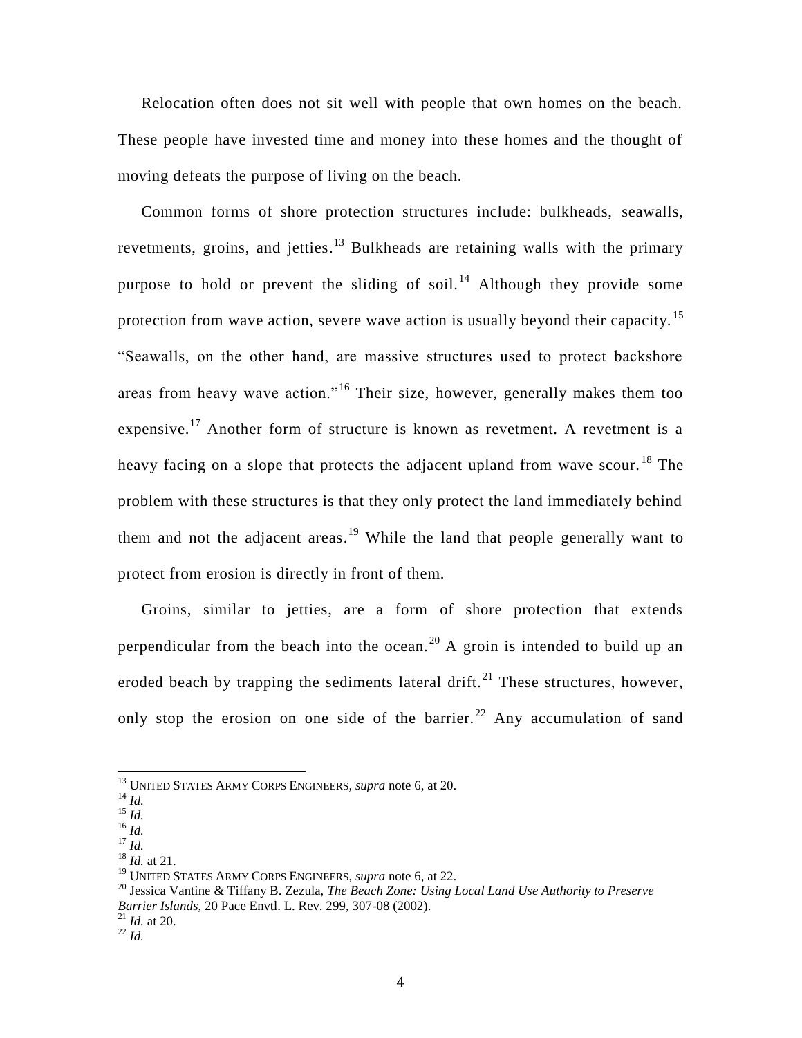Relocation often does not sit well with people that own homes on the beach. These people have invested time and money into these homes and the thought of moving defeats the purpose of living on the beach.

Common forms of shore protection structures include: bulkheads, seawalls, revetments, groins, and jetties.[13] Bulkheads are retaining walls with the primary purpose to hold or prevent the sliding of soil.[14] Although they provide some protection from wave action, severe wave action is usually beyond their capacity.[15] "Seawalls, on the other hand, are massive structures used to protect backshore areas from heavy wave action."[16] Their size, however, generally makes them too expensive.[17] Another form of structure is known as revetment. A revetment is a heavy facing on a slope that protects the adjacent upland from wave scour.[18] The problem with these structures is that they only protect the land immediately behind them and not the adjacent areas.[19] While the land that people generally want to protect from erosion is directly in front of them.

Groins, similar to jetties, are a form of shore protection that extends perpendicular from the beach into the ocean.[20] A groin is intended to build up an eroded beach by trapping the sediments lateral drift.[21] These structures, however, only stop the erosion on one side of the barrier.[22] Any accumulation of sand

---

[13] UNITED STATES ARMY CORPS ENGINEERS, *supra* note 6, at 20.
[14] *Id.*
[15] *Id.*
[16] *Id.*
[17] *Id.*
[18] *Id.* at 21.
[19] UNITED STATES ARMY CORPS ENGINEERS, *supra* note 6, at 22.
[20] Jessica Vantine & Tiffany B. Zezula, *The Beach Zone: Using Local Land Use Authority to Preserve Barrier Islands*, 20 Pace Envtl. L. Rev. 299, 307-08 (2002).
[21] *Id.* at 20.
[22] *Id.*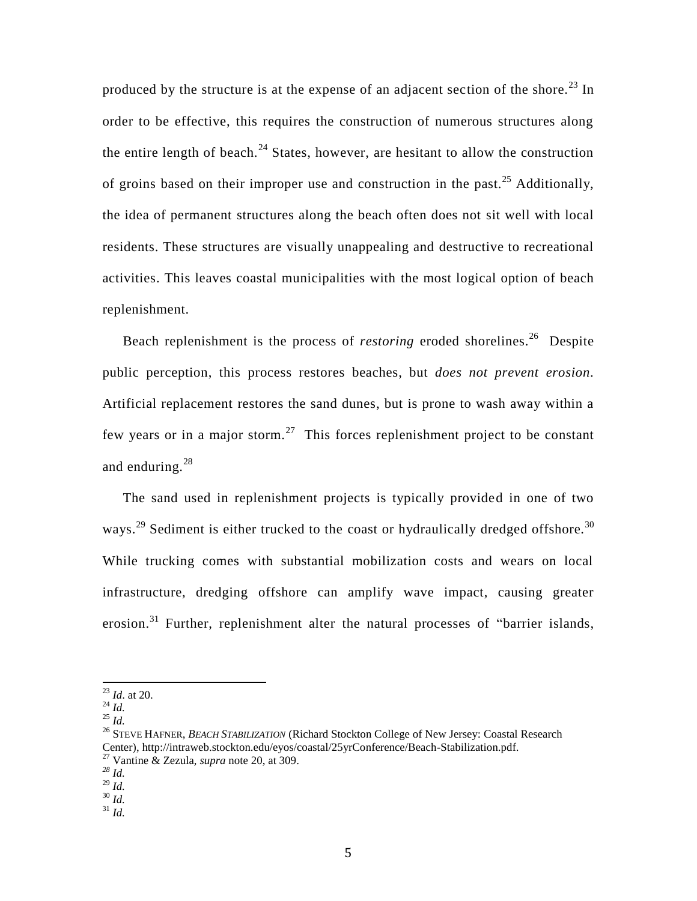produced by the structure is at the expense of an adjacent section of the shore.[23] In order to be effective, this requires the construction of numerous structures along the entire length of beach.[24] States, however, are hesitant to allow the construction of groins based on their improper use and construction in the past.[25] Additionally, the idea of permanent structures along the beach often does not sit well with local residents. These structures are visually unappealing and destructive to recreational activities. This leaves coastal municipalities with the most logical option of beach replenishment.

Beach replenishment is the process of *restoring* eroded shorelines.[26] Despite public perception, this process restores beaches, but *does not prevent erosion*. Artificial replacement restores the sand dunes, but is prone to wash away within a few years or in a major storm.[27] This forces replenishment project to be constant and enduring.[28]

The sand used in replenishment projects is typically provided in one of two ways.[29] Sediment is either trucked to the coast or hydraulically dredged offshore.[30] While trucking comes with substantial mobilization costs and wears on local infrastructure, dredging offshore can amplify wave impact, causing greater erosion.[31] Further, replenishment alter the natural processes of "barrier islands,

---

[23] *Id*. at 20.
[24] *Id.*
[25] *Id.*
[26] STEVE HAFNER, *BEACH STABILIZATION* (Richard Stockton College of New Jersey: Coastal Research Center), http://intraweb.stockton.edu/eyos/coastal/25yrConference/Beach-Stabilization.pdf.
[27] Vantine & Zezula, *supra* note 20, at 309.
[28] *Id.*
[29] *Id.*
[30] *Id.*
[31] *Id.*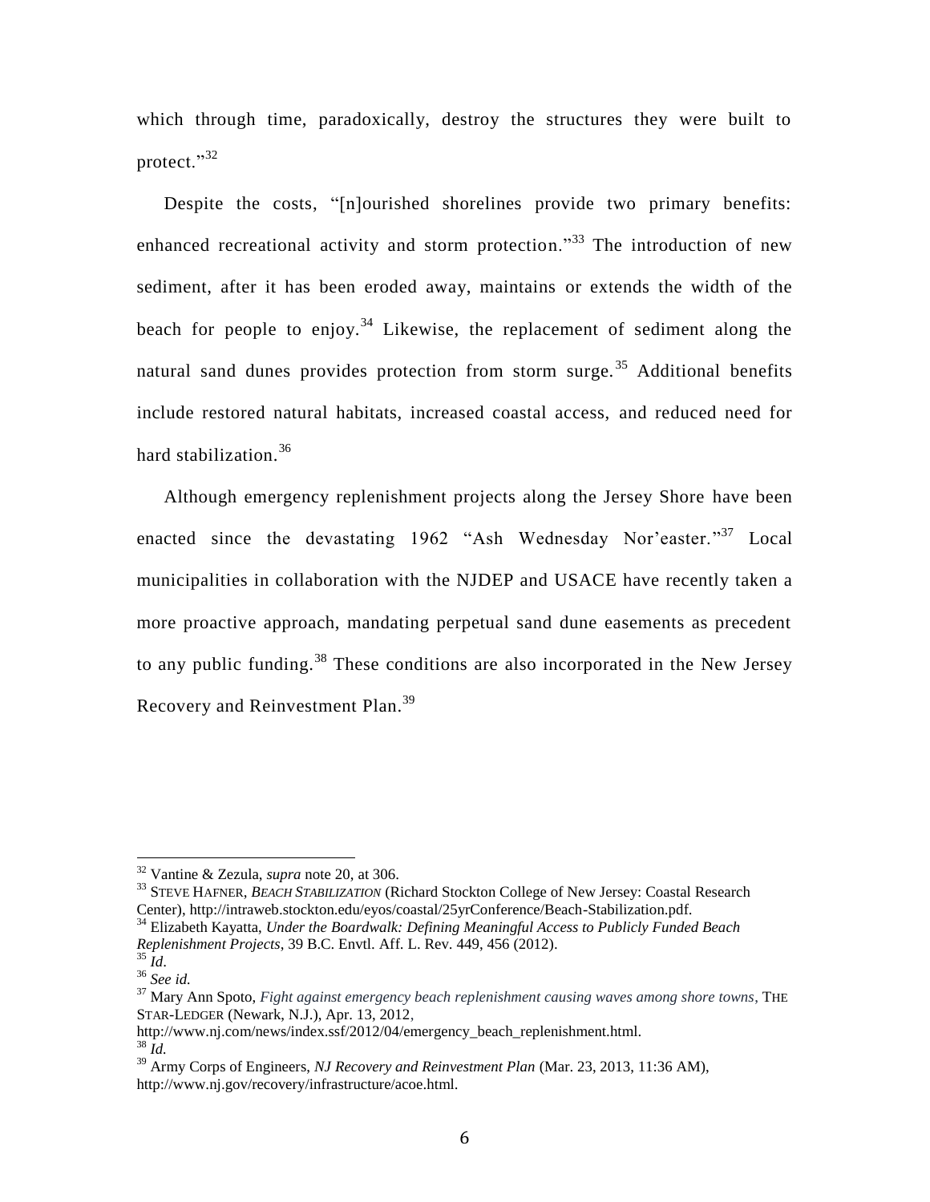which through time, paradoxically, destroy the structures they were built to protect."[32]

Despite the costs, "[n]ourished shorelines provide two primary benefits: enhanced recreational activity and storm protection."[33] The introduction of new sediment, after it has been eroded away, maintains or extends the width of the beach for people to enjoy.[34] Likewise, the replacement of sediment along the natural sand dunes provides protection from storm surge.[35] Additional benefits include restored natural habitats, increased coastal access, and reduced need for hard stabilization.[36]

Although emergency replenishment projects along the Jersey Shore have been enacted since the devastating 1962 "Ash Wednesday Nor'easter."[37] Local municipalities in collaboration with the NJDEP and USACE have recently taken a more proactive approach, mandating perpetual sand dune easements as precedent to any public funding.[38] These conditions are also incorporated in the New Jersey Recovery and Reinvestment Plan.[39]

---

[32] Vantine & Zezula, *supra* note 20, at 306.

[33] STEVE HAFNER, *BEACH STABILIZATION* (Richard Stockton College of New Jersey: Coastal Research Center), http://intraweb.stockton.edu/eyos/coastal/25yrConference/Beach-Stabilization.pdf.

[34] Elizabeth Kayatta, *Under the Boardwalk: Defining Meaningful Access to Publicly Funded Beach Replenishment Projects*, 39 B.C. Envtl. Aff. L. Rev. 449, 456 (2012).

[35] *Id*.

[36] *See id.*

[37] Mary Ann Spoto, *Fight against emergency beach replenishment causing waves among shore towns*, THE STAR-LEDGER (Newark, N.J.), Apr. 13, 2012, http://www.nj.com/news/index.ssf/2012/04/emergency_beach_replenishment.html.

[38] *Id.*

[39] Army Corps of Engineers, *NJ Recovery and Reinvestment Plan* (Mar. 23, 2013, 11:36 AM), http://www.nj.gov/recovery/infrastructure/acoe.html.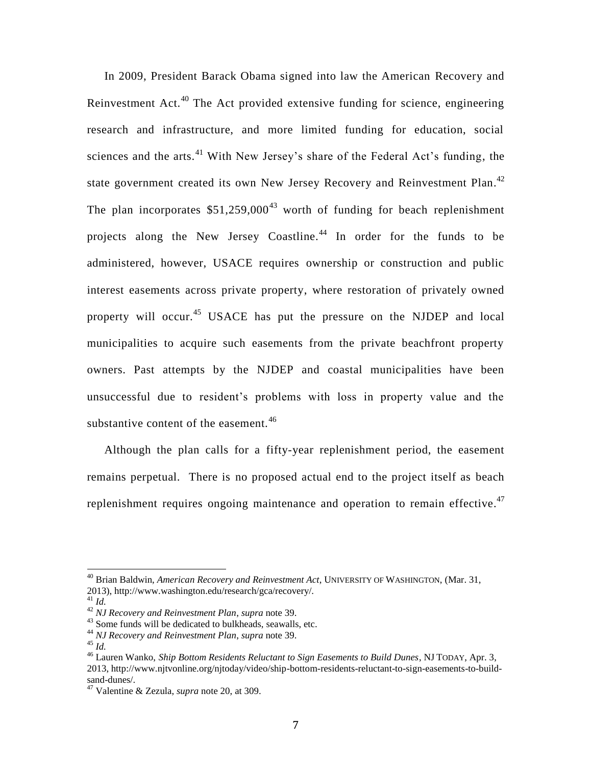In 2009, President Barack Obama signed into law the American Recovery and Reinvestment Act.[40] The Act provided extensive funding for science, engineering research and infrastructure, and more limited funding for education, social sciences and the arts.[41] With New Jersey's share of the Federal Act's funding, the state government created its own New Jersey Recovery and Reinvestment Plan.[42] The plan incorporates $51,259,000[43] worth of funding for beach replenishment projects along the New Jersey Coastline.[44] In order for the funds to be administered, however, USACE requires ownership or construction and public interest easements across private property, where restoration of privately owned property will occur.[45] USACE has put the pressure on the NJDEP and local municipalities to acquire such easements from the private beachfront property owners. Past attempts by the NJDEP and coastal municipalities have been unsuccessful due to resident's problems with loss in property value and the substantive content of the easement.[46]

Although the plan calls for a fifty-year replenishment period, the easement remains perpetual. There is no proposed actual end to the project itself as beach replenishment requires ongoing maintenance and operation to remain effective.[47]

---

[40] Brian Baldwin, *American Recovery and Reinvestment Act*, UNIVERSITY OF WASHINGTON, (Mar. 31, 2013), http://www.washington.edu/research/gca/recovery/.
[41] *Id.*
[42] *NJ Recovery and Reinvestment Plan*, *supra* note 39.
[43] Some funds will be dedicated to bulkheads, seawalls, etc.
[44] *NJ Recovery and Reinvestment Plan*, *supra* note 39.
[45] *Id.*
[46] Lauren Wanko, *Ship Bottom Residents Reluctant to Sign Easements to Build Dunes*, NJ TODAY, Apr. 3, 2013, http://www.njtvonline.org/njtoday/video/ship-bottom-residents-reluctant-to-sign-easements-to-build-sand-dunes/.
[47] Valentine & Zezula, *supra* note 20, at 309.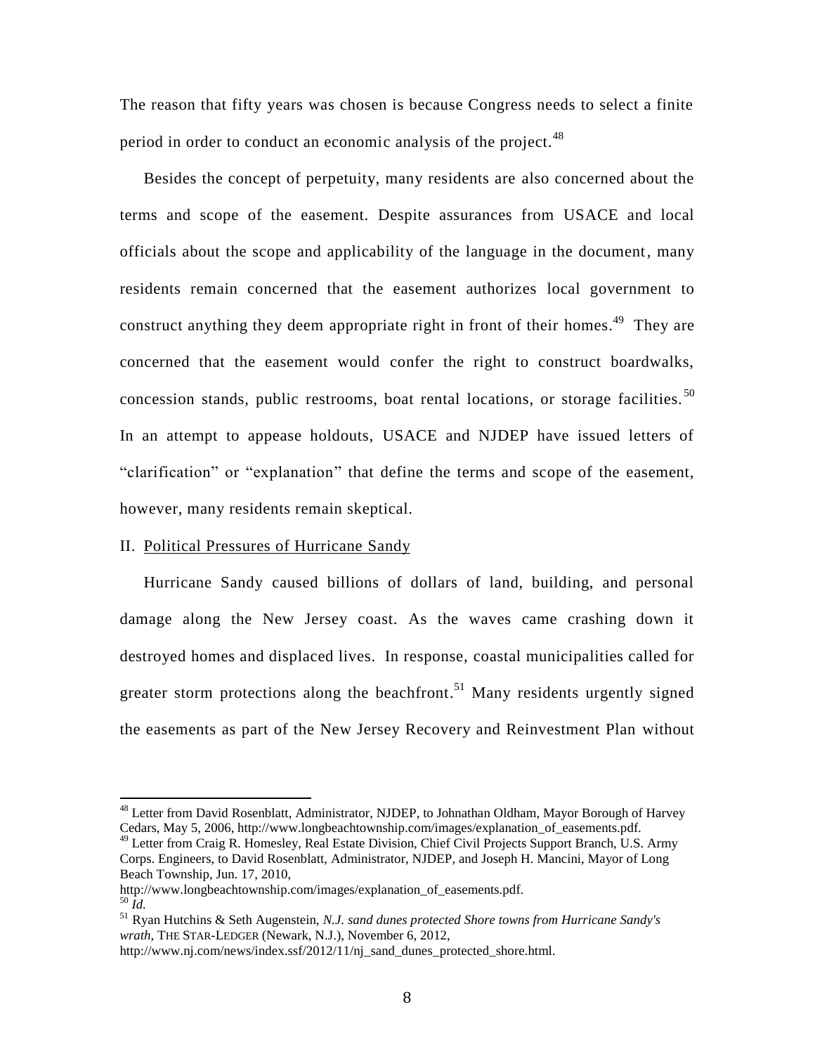The reason that fifty years was chosen is because Congress needs to select a finite period in order to conduct an economic analysis of the project.[48]

Besides the concept of perpetuity, many residents are also concerned about the terms and scope of the easement. Despite assurances from USACE and local officials about the scope and applicability of the language in the document, many residents remain concerned that the easement authorizes local government to construct anything they deem appropriate right in front of their homes.[49] They are concerned that the easement would confer the right to construct boardwalks, concession stands, public restrooms, boat rental locations, or storage facilities.[50] In an attempt to appease holdouts, USACE and NJDEP have issued letters of "clarification" or "explanation" that define the terms and scope of the easement, however, many residents remain skeptical.

## II. Political Pressures of Hurricane Sandy

Hurricane Sandy caused billions of dollars of land, building, and personal damage along the New Jersey coast. As the waves came crashing down it destroyed homes and displaced lives. In response, coastal municipalities called for greater storm protections along the beachfront.[51] Many residents urgently signed the easements as part of the New Jersey Recovery and Reinvestment Plan without

---

[48] Letter from David Rosenblatt, Administrator, NJDEP, to Johnathan Oldham, Mayor Borough of Harvey Cedars, May 5, 2006, http://www.longbeachtownship.com/images/explanation_of_easements.pdf.

[49] Letter from Craig R. Homesley, Real Estate Division, Chief Civil Projects Support Branch, U.S. Army Corps. Engineers, to David Rosenblatt, Administrator, NJDEP, and Joseph H. Mancini, Mayor of Long Beach Township, Jun. 17, 2010, http://www.longbeachtownship.com/images/explanation_of_easements.pdf.

[50] *Id.*

[51] Ryan Hutchins & Seth Augenstein, *N.J. sand dunes protected Shore towns from Hurricane Sandy's wrath*, THE STAR-LEDGER (Newark, N.J.), November 6, 2012, http://www.nj.com/news/index.ssf/2012/11/nj_sand_dunes_protected_shore.html.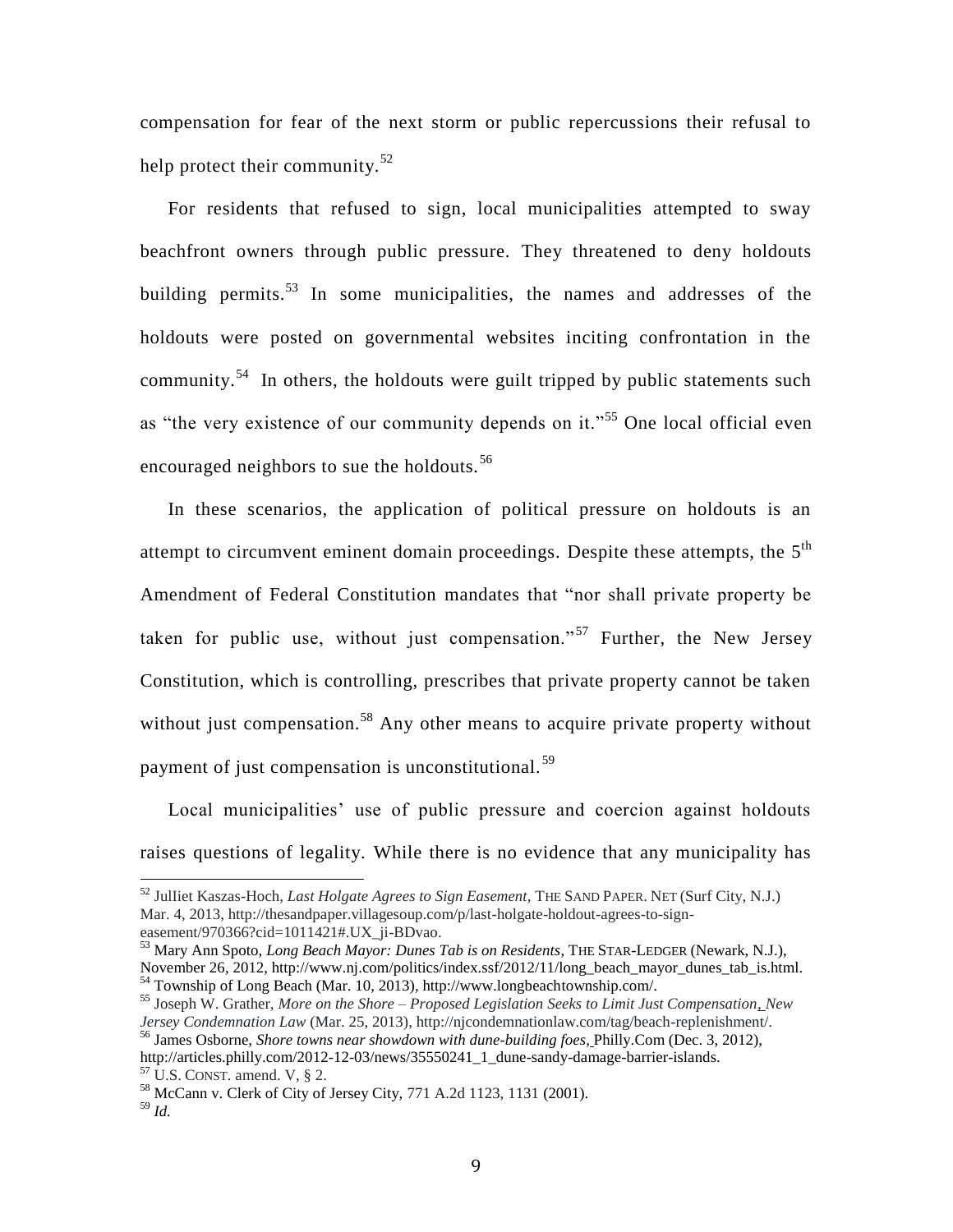compensation for fear of the next storm or public repercussions their refusal to help protect their community.[52]

For residents that refused to sign, local municipalities attempted to sway beachfront owners through public pressure. They threatened to deny holdouts building permits.[53] In some municipalities, the names and addresses of the holdouts were posted on governmental websites inciting confrontation in the community.[54] In others, the holdouts were guilt tripped by public statements such as "the very existence of our community depends on it."[55] One local official even encouraged neighbors to sue the holdouts.[56]

In these scenarios, the application of political pressure on holdouts is an attempt to circumvent eminent domain proceedings. Despite these attempts, the 5th Amendment of Federal Constitution mandates that "nor shall private property be taken for public use, without just compensation."[57] Further, the New Jersey Constitution, which is controlling, prescribes that private property cannot be taken without just compensation.[58] Any other means to acquire private property without payment of just compensation is unconstitutional.[59]

Local municipalities' use of public pressure and coercion against holdouts raises questions of legality. While there is no evidence that any municipality has

---

[52] JulIiet Kaszas-Hoch, *Last Holgate Agrees to Sign Easement*, THE SAND PAPER. NET (Surf City, N.J.) Mar. 4, 2013, http://thesandpaper.villagesoup.com/p/last-holgate-holdout-agrees-to-sign-easement/970366?cid=1011421#.UX_ji-BDvao.

[53] Mary Ann Spoto, *Long Beach Mayor: Dunes Tab is on Residents*, THE STAR-LEDGER (Newark, N.J.), November 26, 2012, http://www.nj.com/politics/index.ssf/2012/11/long_beach_mayor_dunes_tab_is.html.

[54] Township of Long Beach (Mar. 10, 2013), http://www.longbeachtownship.com/.

[55] Joseph W. Grather, *More on the Shore – Proposed Legislation Seeks to Limit Just Compensation, New Jersey Condemnation Law* (Mar. 25, 2013), http://njcondemnationlaw.com/tag/beach-replenishment/.

[56] James Osborne, *Shore towns near showdown with dune-building foes*, Philly.Com (Dec. 3, 2012), http://articles.philly.com/2012-12-03/news/35550241_1_dune-sandy-damage-barrier-islands.

[57] U.S. CONST. amend. V, § 2.

[58] McCann v. Clerk of City of Jersey City, 771 A.2d 1123, 1131 (2001).

[59] *Id.*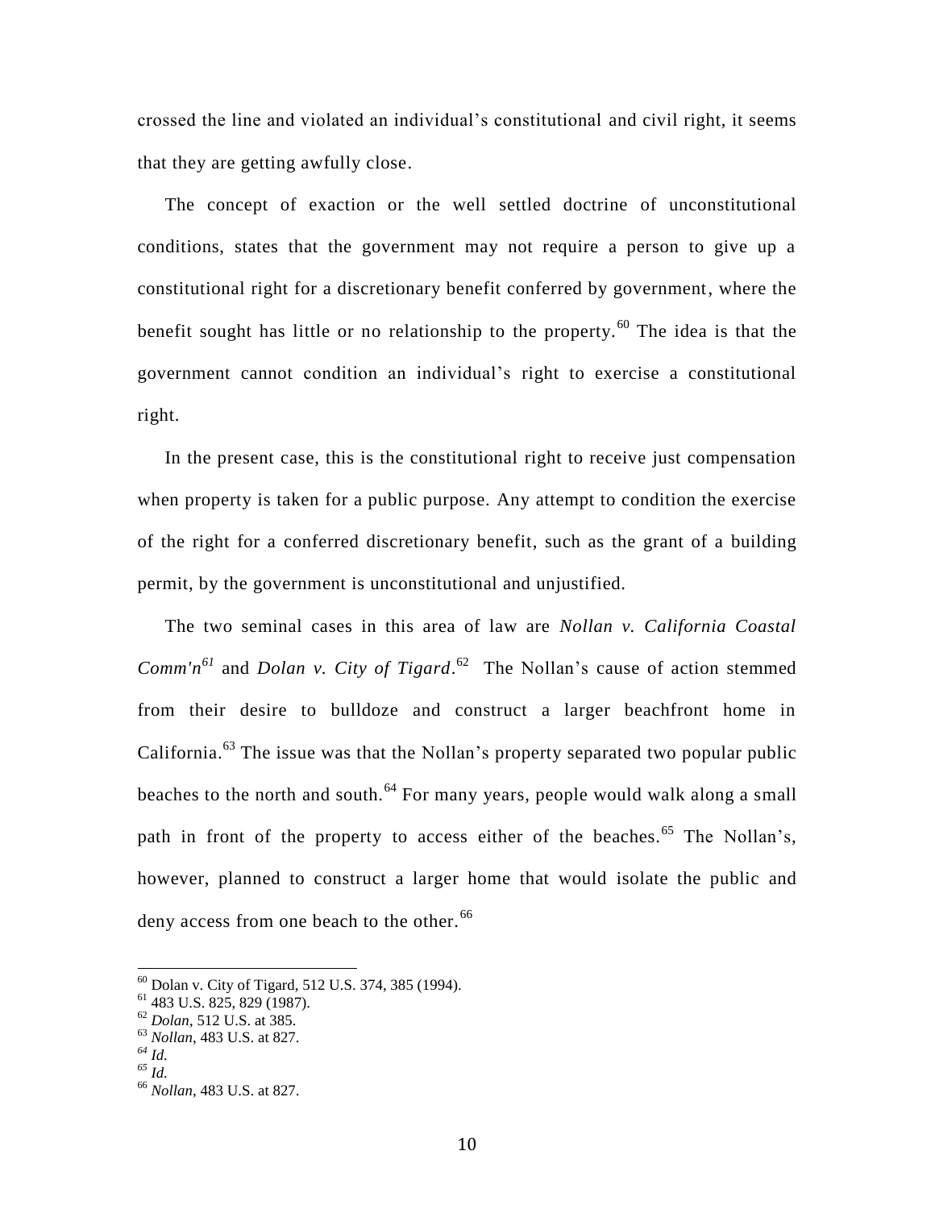crossed the line and violated an individual's constitutional and civil right, it seems that they are getting awfully close.

The concept of exaction or the well settled doctrine of unconstitutional conditions, states that the government may not require a person to give up a constitutional right for a discretionary benefit conferred by government, where the benefit sought has little or no relationship to the property.[60] The idea is that the government cannot condition an individual's right to exercise a constitutional right.

In the present case, this is the constitutional right to receive just compensation when property is taken for a public purpose. Any attempt to condition the exercise of the right for a conferred discretionary benefit, such as the grant of a building permit, by the government is unconstitutional and unjustified.

The two seminal cases in this area of law are *Nollan v. California Coastal Comm'n*[61] and *Dolan v. City of Tigard*.[62] The Nollan's cause of action stemmed from their desire to bulldoze and construct a larger beachfront home in California.[63] The issue was that the Nollan's property separated two popular public beaches to the north and south.[64] For many years, people would walk along a small path in front of the property to access either of the beaches.[65] The Nollan's, however, planned to construct a larger home that would isolate the public and deny access from one beach to the other.[66]

---

[60] Dolan v. City of Tigard, 512 U.S. 374, 385 (1994).

[61] 483 U.S. 825, 829 (1987).

[62] *Dolan*, 512 U.S. at 385.

[63] *Nollan*, 483 U.S. at 827.

[64] *Id.*

[65] *Id.*

[66] *Nollan*, 483 U.S. at 827.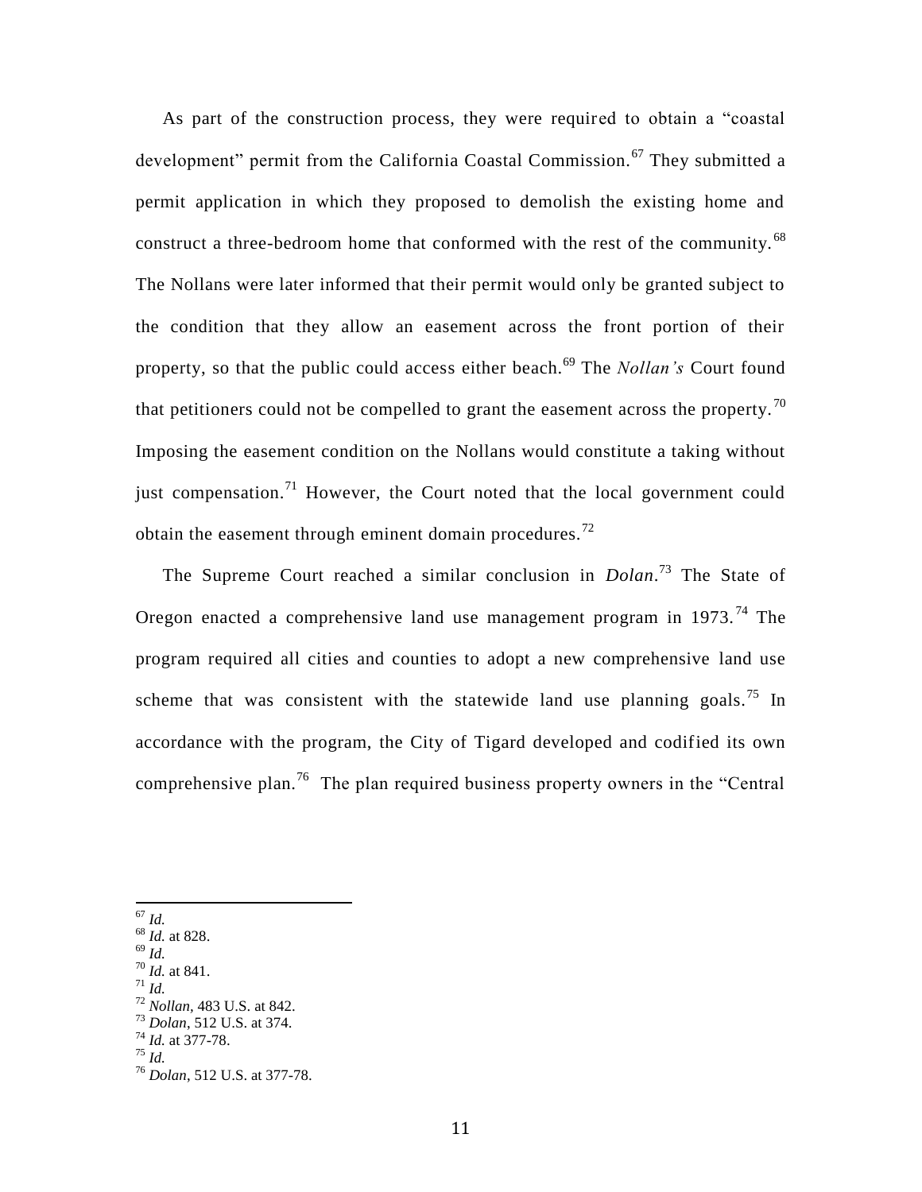As part of the construction process, they were required to obtain a "coastal development" permit from the California Coastal Commission.[67] They submitted a permit application in which they proposed to demolish the existing home and construct a three-bedroom home that conformed with the rest of the community.[68] The Nollans were later informed that their permit would only be granted subject to the condition that they allow an easement across the front portion of their property, so that the public could access either beach.[69] The *Nollan's* Court found that petitioners could not be compelled to grant the easement across the property.[70] Imposing the easement condition on the Nollans would constitute a taking without just compensation.[71] However, the Court noted that the local government could obtain the easement through eminent domain procedures.[72]

The Supreme Court reached a similar conclusion in *Dolan*.[73] The State of Oregon enacted a comprehensive land use management program in 1973.[74] The program required all cities and counties to adopt a new comprehensive land use scheme that was consistent with the statewide land use planning goals.[75] In accordance with the program, the City of Tigard developed and codified its own comprehensive plan.[76] The plan required business property owners in the "Central

---

[67] *Id.*
[68] *Id.* at 828.
[69] *Id.*
[70] *Id.* at 841.
[71] *Id.*
[72] *Nollan*, 483 U.S. at 842.
[73] *Dolan*, 512 U.S. at 374.
[74] *Id.* at 377-78.
[75] *Id.*
[76] *Dolan*, 512 U.S. at 377-78.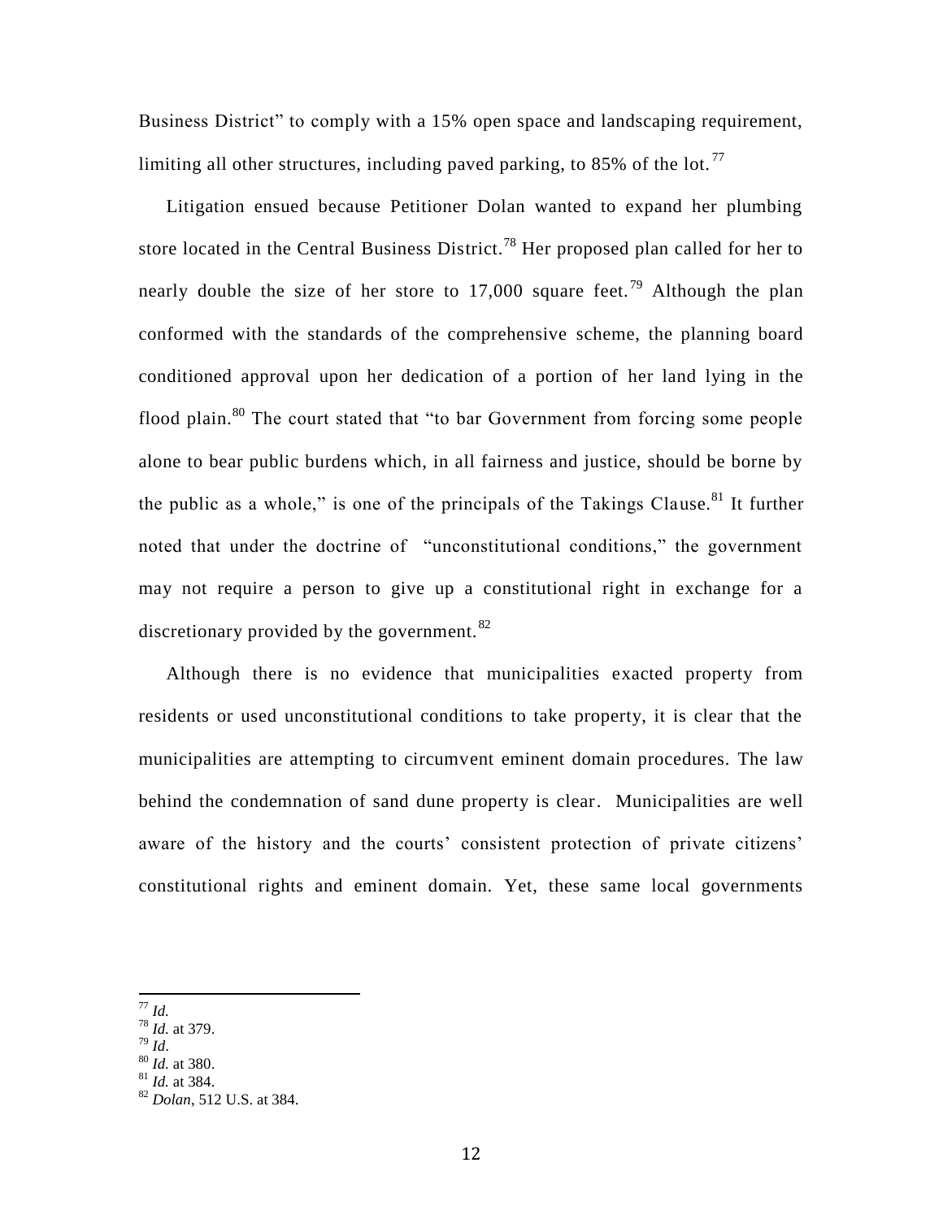Business District" to comply with a 15% open space and landscaping requirement, limiting all other structures, including paved parking, to 85% of the lot.[77]

Litigation ensued because Petitioner Dolan wanted to expand her plumbing store located in the Central Business District.[78] Her proposed plan called for her to nearly double the size of her store to 17,000 square feet.[79] Although the plan conformed with the standards of the comprehensive scheme, the planning board conditioned approval upon her dedication of a portion of her land lying in the flood plain.[80] The court stated that "to bar Government from forcing some people alone to bear public burdens which, in all fairness and justice, should be borne by the public as a whole," is one of the principals of the Takings Clause.[81] It further noted that under the doctrine of "unconstitutional conditions," the government may not require a person to give up a constitutional right in exchange for a discretionary provided by the government.[82]

Although there is no evidence that municipalities exacted property from residents or used unconstitutional conditions to take property, it is clear that the municipalities are attempting to circumvent eminent domain procedures. The law behind the condemnation of sand dune property is clear. Municipalities are well aware of the history and the courts' consistent protection of private citizens' constitutional rights and eminent domain. Yet, these same local governments

---

[77] *Id.*
[78] *Id.* at 379.
[79] *Id*.
[80] *Id.* at 380.
[81] *Id.* at 384.
[82] *Dolan*, 512 U.S. at 384.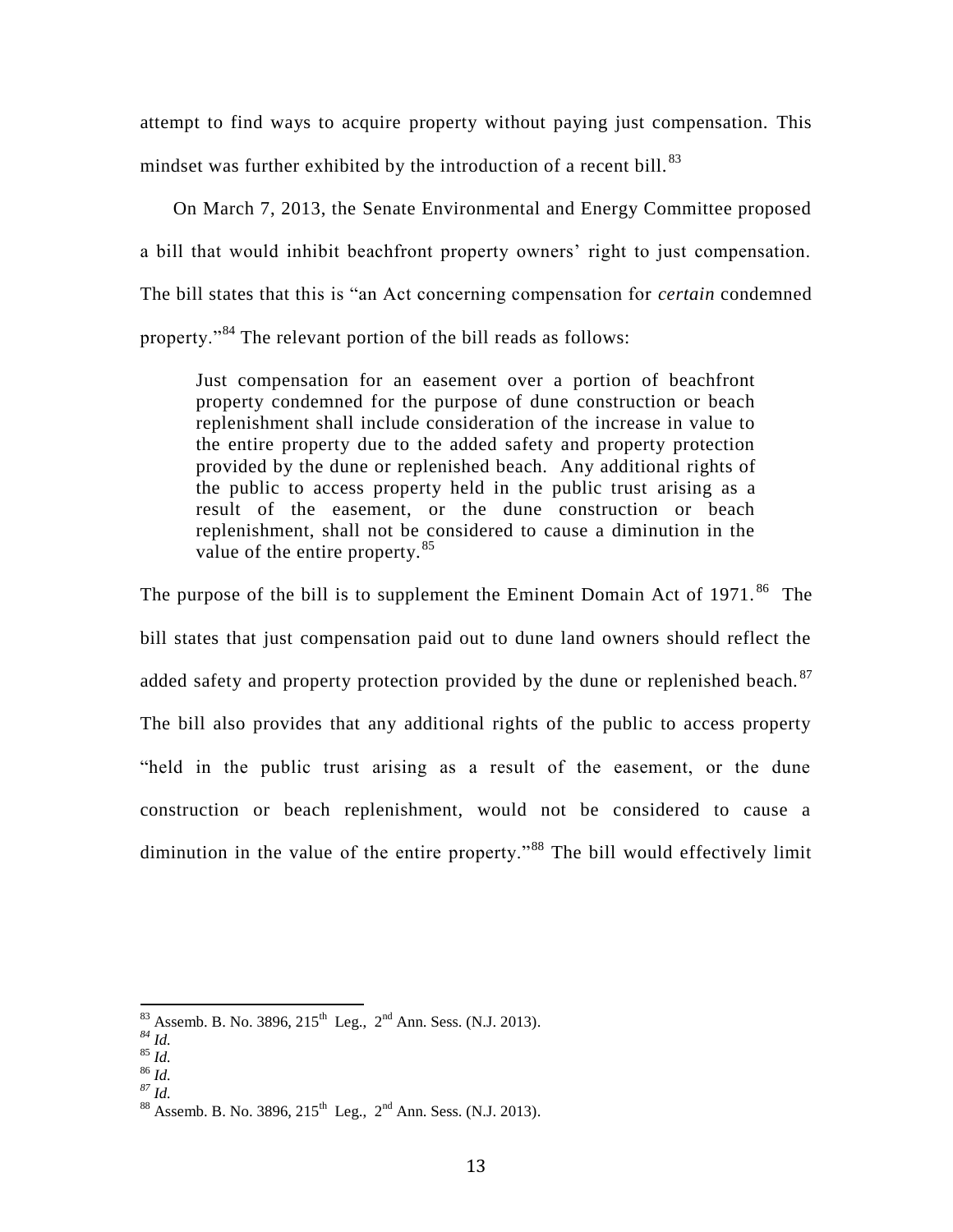attempt to find ways to acquire property without paying just compensation. This mindset was further exhibited by the introduction of a recent bill.[83]

On March 7, 2013, the Senate Environmental and Energy Committee proposed a bill that would inhibit beachfront property owners' right to just compensation. The bill states that this is "an Act concerning compensation for *certain* condemned property."[84] The relevant portion of the bill reads as follows:

> Just compensation for an easement over a portion of beachfront property condemned for the purpose of dune construction or beach replenishment shall include consideration of the increase in value to the entire property due to the added safety and property protection provided by the dune or replenished beach. Any additional rights of the public to access property held in the public trust arising as a result of the easement, or the dune construction or beach replenishment, shall not be considered to cause a diminution in the value of the entire property.[85]

The purpose of the bill is to supplement the Eminent Domain Act of 1971.[86] The bill states that just compensation paid out to dune land owners should reflect the added safety and property protection provided by the dune or replenished beach.[87] The bill also provides that any additional rights of the public to access property "held in the public trust arising as a result of the easement, or the dune construction or beach replenishment, would not be considered to cause a diminution in the value of the entire property."[88] The bill would effectively limit

---

[83] Assemb. B. No. 3896, 215th Leg., 2nd Ann. Sess. (N.J. 2013).
[84] *Id.*
[85] *Id.*
[86] *Id.*
[87] *Id.*
[88] Assemb. B. No. 3896, 215th Leg., 2nd Ann. Sess. (N.J. 2013).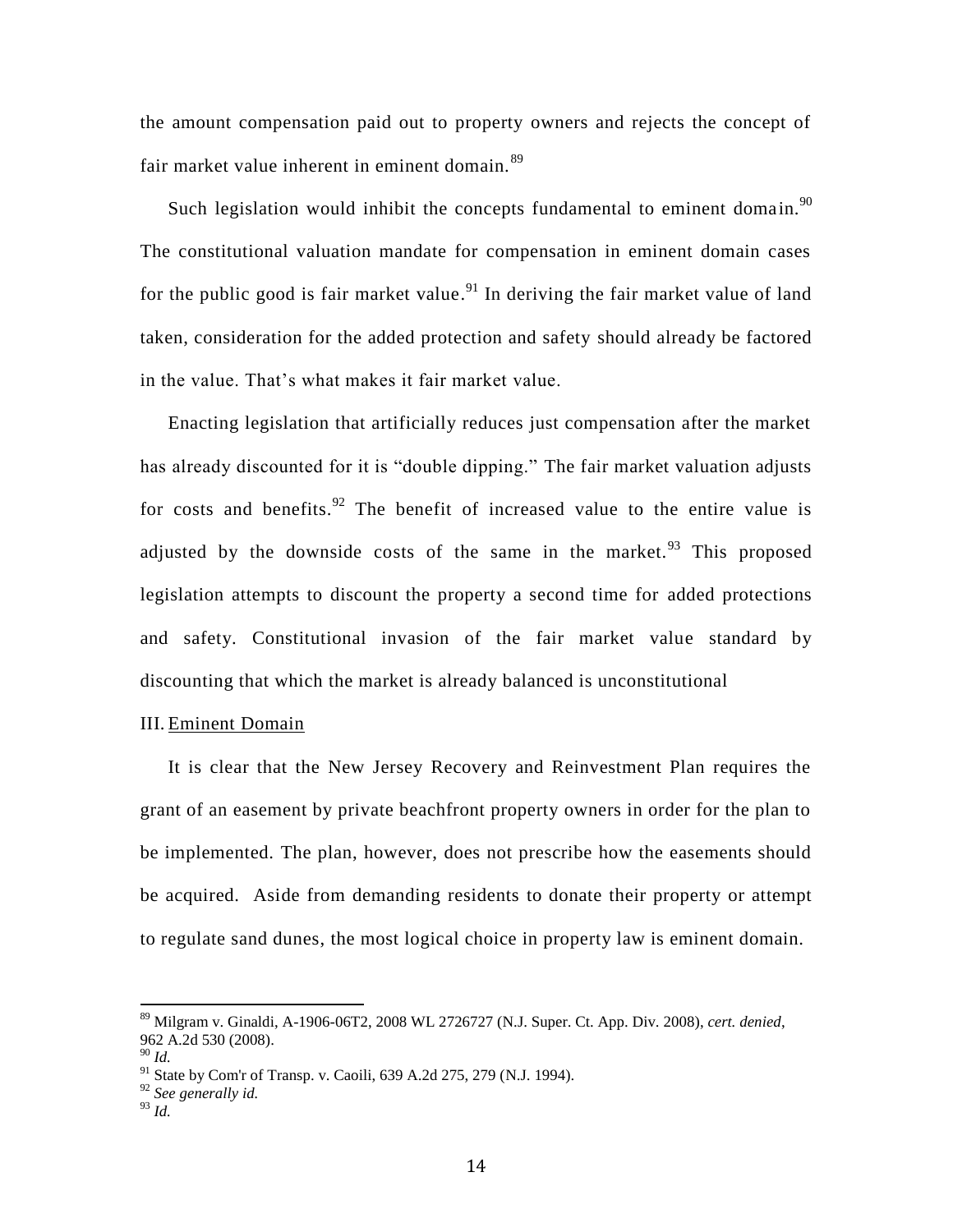the amount compensation paid out to property owners and rejects the concept of fair market value inherent in eminent domain.[89]

Such legislation would inhibit the concepts fundamental to eminent domain.[90] The constitutional valuation mandate for compensation in eminent domain cases for the public good is fair market value.[91] In deriving the fair market value of land taken, consideration for the added protection and safety should already be factored in the value. That's what makes it fair market value.

Enacting legislation that artificially reduces just compensation after the market has already discounted for it is "double dipping." The fair market valuation adjusts for costs and benefits.[92] The benefit of increased value to the entire value is adjusted by the downside costs of the same in the market.[93] This proposed legislation attempts to discount the property a second time for added protections and safety. Constitutional invasion of the fair market value standard by discounting that which the market is already balanced is unconstitutional

III. Eminent Domain

It is clear that the New Jersey Recovery and Reinvestment Plan requires the grant of an easement by private beachfront property owners in order for the plan to be implemented. The plan, however, does not prescribe how the easements should be acquired. Aside from demanding residents to donate their property or attempt to regulate sand dunes, the most logical choice in property law is eminent domain.

---

[89] Milgram v. Ginaldi, A-1906-06T2, 2008 WL 2726727 (N.J. Super. Ct. App. Div. 2008), *cert. denied*, 962 A.2d 530 (2008).

[90] *Id.*

[91] State by Com'r of Transp. v. Caoili, 639 A.2d 275, 279 (N.J. 1994).

[92] *See generally id.*

[93] *Id.*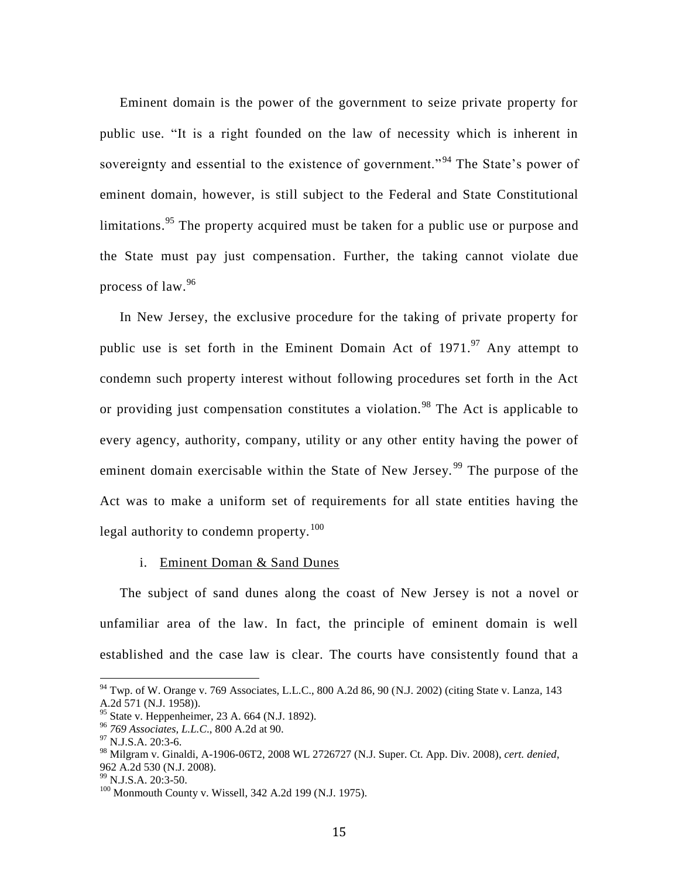Eminent domain is the power of the government to seize private property for public use. "It is a right founded on the law of necessity which is inherent in sovereignty and essential to the existence of government."[94] The State's power of eminent domain, however, is still subject to the Federal and State Constitutional limitations.[95] The property acquired must be taken for a public use or purpose and the State must pay just compensation. Further, the taking cannot violate due process of law.[96]

In New Jersey, the exclusive procedure for the taking of private property for public use is set forth in the Eminent Domain Act of 1971.[97] Any attempt to condemn such property interest without following procedures set forth in the Act or providing just compensation constitutes a violation.[98] The Act is applicable to every agency, authority, company, utility or any other entity having the power of eminent domain exercisable within the State of New Jersey.[99] The purpose of the Act was to make a uniform set of requirements for all state entities having the legal authority to condemn property.[100]

i. Eminent Doman & Sand Dunes

The subject of sand dunes along the coast of New Jersey is not a novel or unfamiliar area of the law. In fact, the principle of eminent domain is well established and the case law is clear. The courts have consistently found that a

---

[94] Twp. of W. Orange v. 769 Associates, L.L.C., 800 A.2d 86, 90 (N.J. 2002) (citing State v. Lanza, 143 A.2d 571 (N.J. 1958)).

[95] State v. Heppenheimer, 23 A. 664 (N.J. 1892).

[96] *769 Associates, L.L.C.*, 800 A.2d at 90.

[97] N.J.S.A. 20:3-6.

[98] Milgram v. Ginaldi, A-1906-06T2, 2008 WL 2726727 (N.J. Super. Ct. App. Div. 2008), *cert. denied*, 962 A.2d 530 (N.J. 2008).

[99] N.J.S.A. 20:3-50.

[100] Monmouth County v. Wissell, 342 A.2d 199 (N.J. 1975).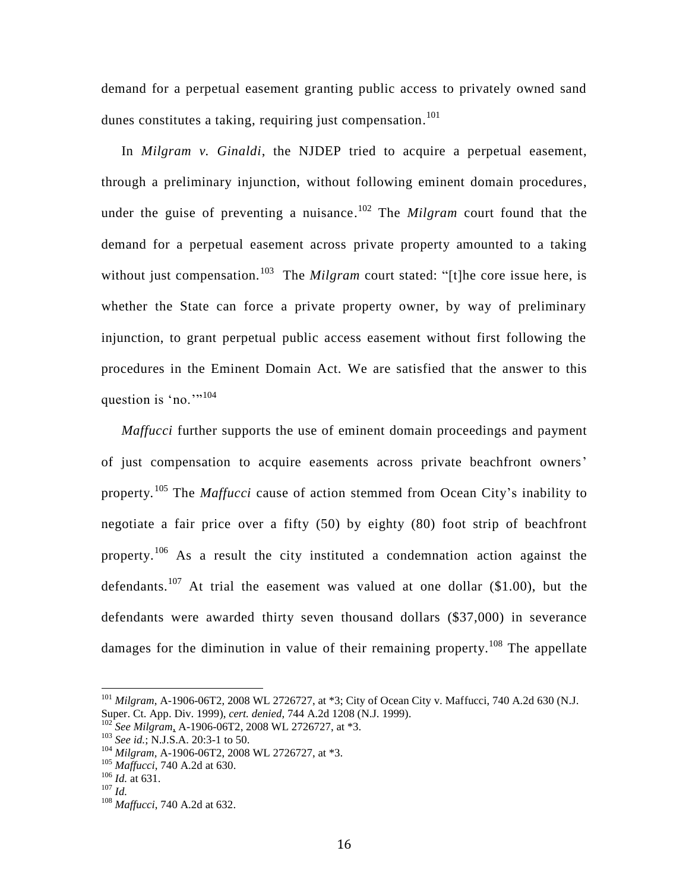demand for a perpetual easement granting public access to privately owned sand dunes constitutes a taking, requiring just compensation.[101]

In *Milgram v. Ginaldi*, the NJDEP tried to acquire a perpetual easement, through a preliminary injunction, without following eminent domain procedures, under the guise of preventing a nuisance.[102] The *Milgram* court found that the demand for a perpetual easement across private property amounted to a taking without just compensation.[103] The *Milgram* court stated: "[t]he core issue here, is whether the State can force a private property owner, by way of preliminary injunction, to grant perpetual public access easement without first following the procedures in the Eminent Domain Act. We are satisfied that the answer to this question is 'no.'"[104]

*Maffucci* further supports the use of eminent domain proceedings and payment of just compensation to acquire easements across private beachfront owners' property.[105] The *Maffucci* cause of action stemmed from Ocean City's inability to negotiate a fair price over a fifty (50) by eighty (80) foot strip of beachfront property.[106] As a result the city instituted a condemnation action against the defendants.[107] At trial the easement was valued at one dollar ($1.00), but the defendants were awarded thirty seven thousand dollars ($37,000) in severance damages for the diminution in value of their remaining property.[108] The appellate

---

[101] *Milgram*, A-1906-06T2, 2008 WL 2726727, at *3; City of Ocean City v. Maffucci, 740 A.2d 630 (N.J. Super. Ct. App. Div. 1999), *cert. denied*, 744 A.2d 1208 (N.J. 1999).

[102] *See Milgram*, A-1906-06T2, 2008 WL 2726727, at *3.

[103] *See id.*; N.J.S.A. 20:3-1 to 50.

[104] *Milgram*, A-1906-06T2, 2008 WL 2726727, at *3.

[105] *Maffucci*, 740 A.2d at 630.

[106] *Id.* at 631.

[107] *Id.*

[108] *Maffucci*, 740 A.2d at 632.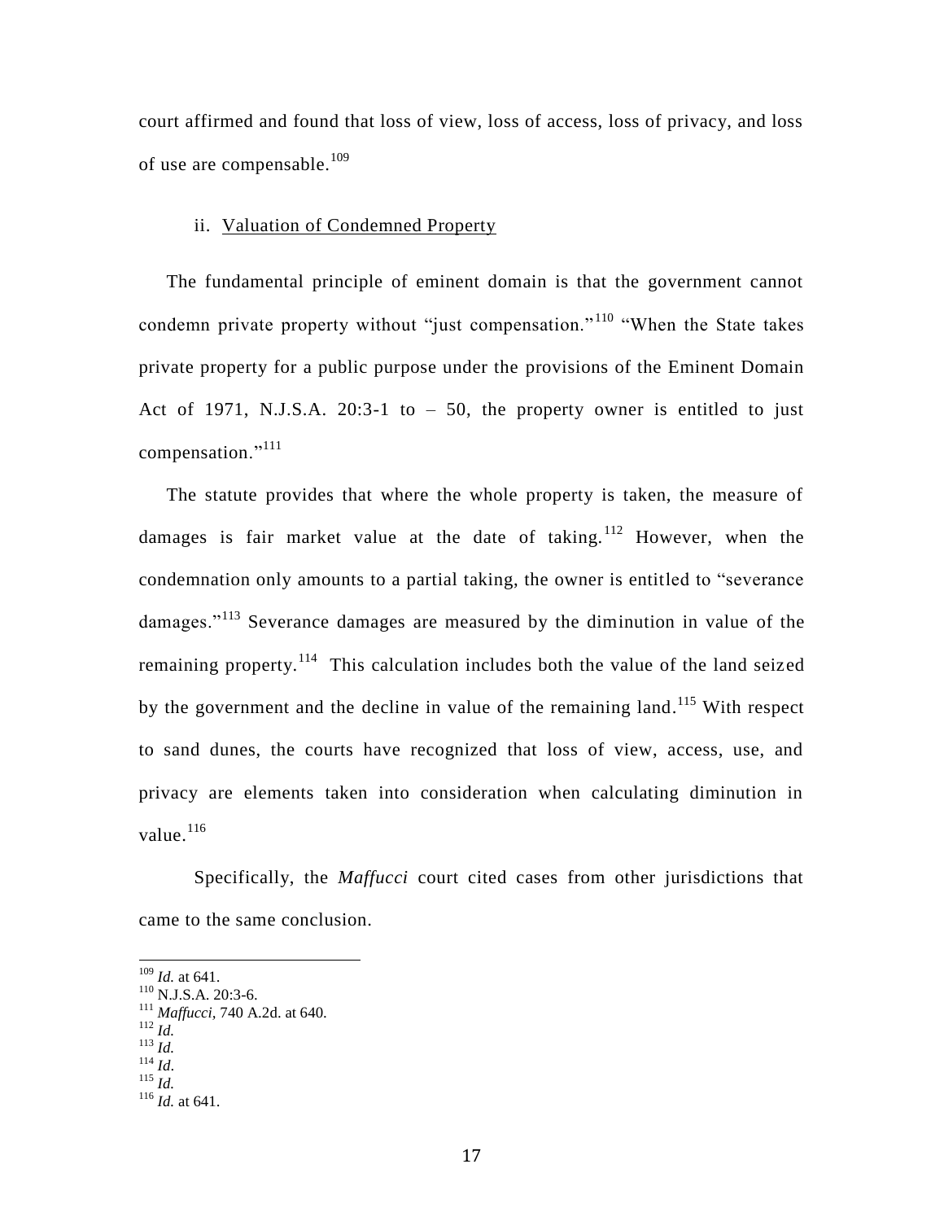court affirmed and found that loss of view, loss of access, loss of privacy, and loss of use are compensable.[109]

### ii. Valuation of Condemned Property

The fundamental principle of eminent domain is that the government cannot condemn private property without "just compensation."[110] "When the State takes private property for a public purpose under the provisions of the Eminent Domain Act of 1971, N.J.S.A. 20:3-1 to – 50, the property owner is entitled to just compensation."[111]

The statute provides that where the whole property is taken, the measure of damages is fair market value at the date of taking.[112] However, when the condemnation only amounts to a partial taking, the owner is entitled to "severance damages."[113] Severance damages are measured by the diminution in value of the remaining property.[114] This calculation includes both the value of the land seized by the government and the decline in value of the remaining land.[115] With respect to sand dunes, the courts have recognized that loss of view, access, use, and privacy are elements taken into consideration when calculating diminution in value.[116]

Specifically, the *Maffucci* court cited cases from other jurisdictions that came to the same conclusion.

---

[109] *Id.* at 641.
[110] N.J.S.A. 20:3-6.
[111] *Maffucci*, 740 A.2d. at 640.
[112] *Id.*
[113] *Id.*
[114] *Id.*
[115] *Id.*
[116] *Id.* at 641.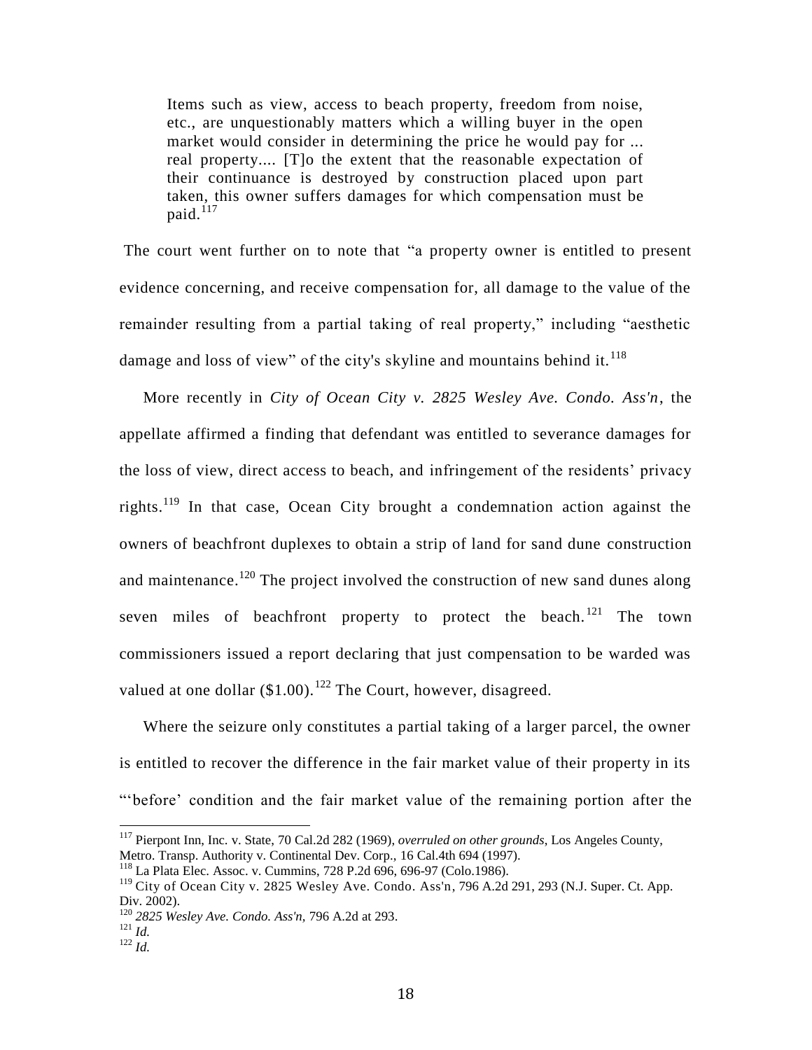> Items such as view, access to beach property, freedom from noise, etc., are unquestionably matters which a willing buyer in the open market would consider in determining the price he would pay for ... real property.... [T]o the extent that the reasonable expectation of their continuance is destroyed by construction placed upon part taken, this owner suffers damages for which compensation must be paid.[117]

The court went further on to note that "a property owner is entitled to present evidence concerning, and receive compensation for, all damage to the value of the remainder resulting from a partial taking of real property," including "aesthetic damage and loss of view" of the city's skyline and mountains behind it.[118]

More recently in *City of Ocean City v. 2825 Wesley Ave. Condo. Ass'n*, the appellate affirmed a finding that defendant was entitled to severance damages for the loss of view, direct access to beach, and infringement of the residents' privacy rights.[119] In that case, Ocean City brought a condemnation action against the owners of beachfront duplexes to obtain a strip of land for sand dune construction and maintenance.[120] The project involved the construction of new sand dunes along seven miles of beachfront property to protect the beach.[121] The town commissioners issued a report declaring that just compensation to be warded was valued at one dollar ($1.00).[122] The Court, however, disagreed.

Where the seizure only constitutes a partial taking of a larger parcel, the owner is entitled to recover the difference in the fair market value of their property in its "'before' condition and the fair market value of the remaining portion after the

---

[117] Pierpont Inn, Inc. v. State, 70 Cal.2d 282 (1969), *overruled on other grounds*, Los Angeles County, Metro. Transp. Authority v. Continental Dev. Corp., 16 Cal.4th 694 (1997).

[118] La Plata Elec. Assoc. v. Cummins, 728 P.2d 696, 696-97 (Colo.1986).

[119] City of Ocean City v. 2825 Wesley Ave. Condo. Ass'n, 796 A.2d 291, 293 (N.J. Super. Ct. App. Div. 2002).

[120] *2825 Wesley Ave. Condo. Ass'n*, 796 A.2d at 293.

[121] *Id.*

[122] *Id.*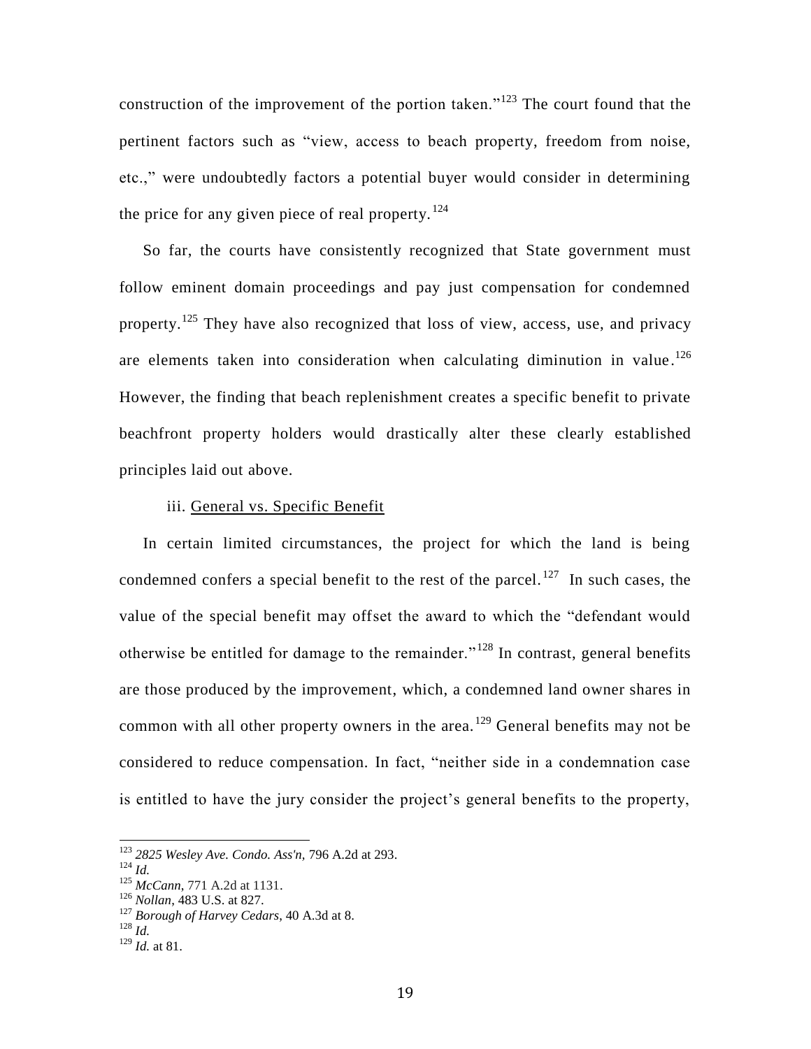construction of the improvement of the portion taken."[123] The court found that the pertinent factors such as "view, access to beach property, freedom from noise, etc.," were undoubtedly factors a potential buyer would consider in determining the price for any given piece of real property.[124]

So far, the courts have consistently recognized that State government must follow eminent domain proceedings and pay just compensation for condemned property.[125] They have also recognized that loss of view, access, use, and privacy are elements taken into consideration when calculating diminution in value.[126] However, the finding that beach replenishment creates a specific benefit to private beachfront property holders would drastically alter these clearly established principles laid out above.

iii. <u>General vs. Specific Benefit</u>

In certain limited circumstances, the project for which the land is being condemned confers a special benefit to the rest of the parcel.[127] In such cases, the value of the special benefit may offset the award to which the "defendant would otherwise be entitled for damage to the remainder."[128] In contrast, general benefits are those produced by the improvement, which, a condemned land owner shares in common with all other property owners in the area.[129] General benefits may not be considered to reduce compensation. In fact, "neither side in a condemnation case is entitled to have the jury consider the project's general benefits to the property,

---

[123] *2825 Wesley Ave. Condo. Ass'n*, 796 A.2d at 293.

[124] *Id.*

[125] *McCann*, 771 A.2d at 1131.

[126] *Nollan*, 483 U.S. at 827.

[127] *Borough of Harvey Cedars*, 40 A.3d at 8.

[128] *Id.*

[129] *Id.* at 81.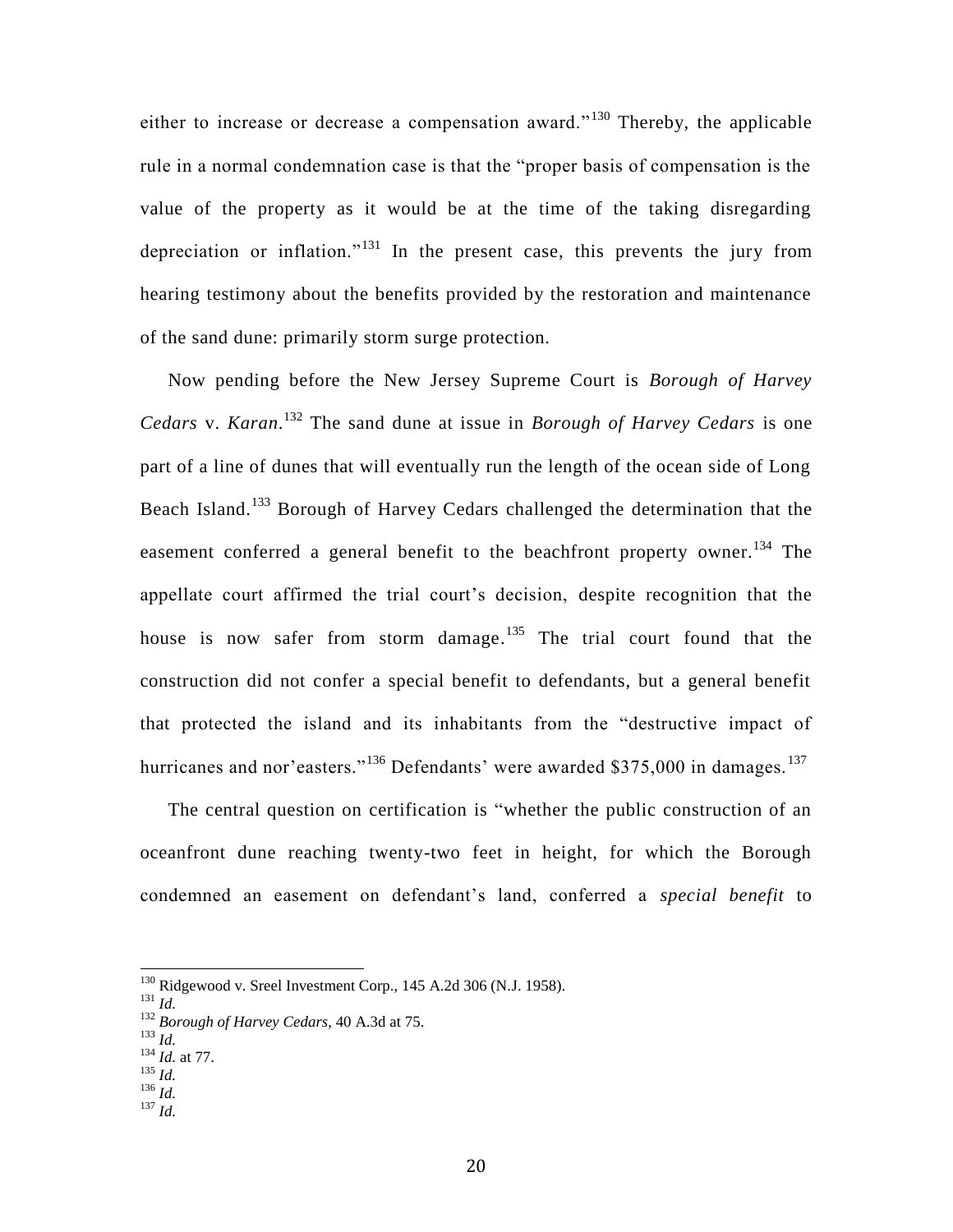either to increase or decrease a compensation award."[130] Thereby, the applicable rule in a normal condemnation case is that the "proper basis of compensation is the value of the property as it would be at the time of the taking disregarding depreciation or inflation."[131] In the present case, this prevents the jury from hearing testimony about the benefits provided by the restoration and maintenance of the sand dune: primarily storm surge protection.

Now pending before the New Jersey Supreme Court is *Borough of Harvey Cedars* v. *Karan*.[132] The sand dune at issue in *Borough of Harvey Cedars* is one part of a line of dunes that will eventually run the length of the ocean side of Long Beach Island.[133] Borough of Harvey Cedars challenged the determination that the easement conferred a general benefit to the beachfront property owner.[134] The appellate court affirmed the trial court's decision, despite recognition that the house is now safer from storm damage.[135] The trial court found that the construction did not confer a special benefit to defendants, but a general benefit that protected the island and its inhabitants from the "destructive impact of hurricanes and nor'easters."[136] Defendants' were awarded $375,000 in damages.[137]

The central question on certification is "whether the public construction of an oceanfront dune reaching twenty-two feet in height, for which the Borough condemned an easement on defendant's land, conferred a *special benefit* to

---

[130] Ridgewood v. Sreel Investment Corp., 145 A.2d 306 (N.J. 1958).
[131] *Id.*
[132] *Borough of Harvey Cedars*, 40 A.3d at 75.
[133] *Id.*
[134] *Id.* at 77.
[135] *Id.*
[136] *Id.*
[137] *Id.*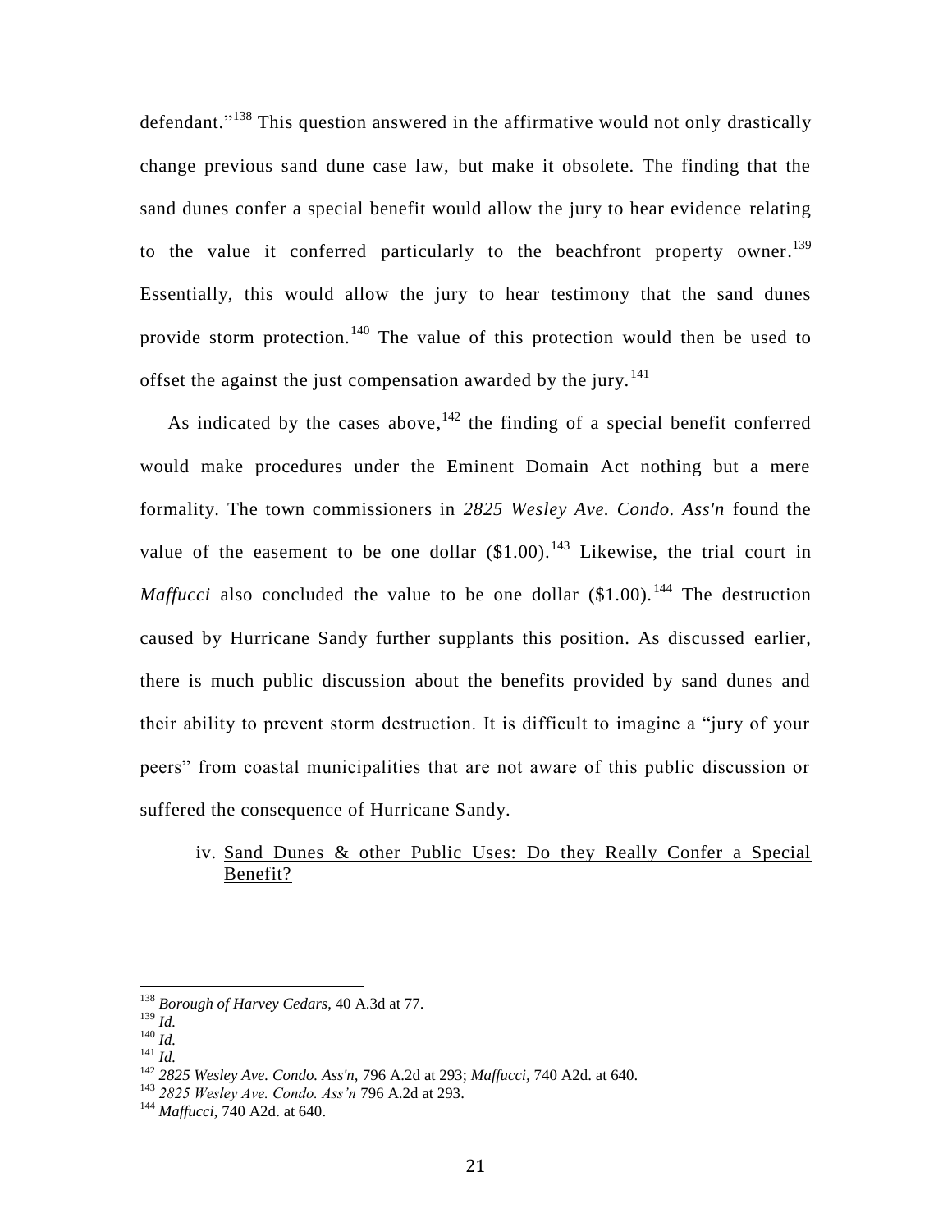defendant."[138] This question answered in the affirmative would not only drastically change previous sand dune case law, but make it obsolete. The finding that the sand dunes confer a special benefit would allow the jury to hear evidence relating to the value it conferred particularly to the beachfront property owner.[139] Essentially, this would allow the jury to hear testimony that the sand dunes provide storm protection.[140] The value of this protection would then be used to offset the against the just compensation awarded by the jury.[141]

As indicated by the cases above,[142] the finding of a special benefit conferred would make procedures under the Eminent Domain Act nothing but a mere formality. The town commissioners in *2825 Wesley Ave. Condo. Ass'n* found the value of the easement to be one dollar ($1.00).[143] Likewise, the trial court in *Maffucci* also concluded the value to be one dollar ($1.00).[144] The destruction caused by Hurricane Sandy further supplants this position. As discussed earlier, there is much public discussion about the benefits provided by sand dunes and their ability to prevent storm destruction. It is difficult to imagine a "jury of your peers" from coastal municipalities that are not aware of this public discussion or suffered the consequence of Hurricane Sandy.

iv. <u>Sand Dunes & other Public Uses: Do they Really Confer a Special Benefit?</u>

---

[138] *Borough of Harvey Cedars*, 40 A.3d at 77.

[139] *Id.*

[140] *Id.*

[141] *Id.*

[142] *2825 Wesley Ave. Condo. Ass'n*, 796 A.2d at 293; *Maffucci*, 740 A2d. at 640.

[143] *2825 Wesley Ave. Condo. Ass'n* 796 A.2d at 293.

[144] *Maffucci*, 740 A2d. at 640.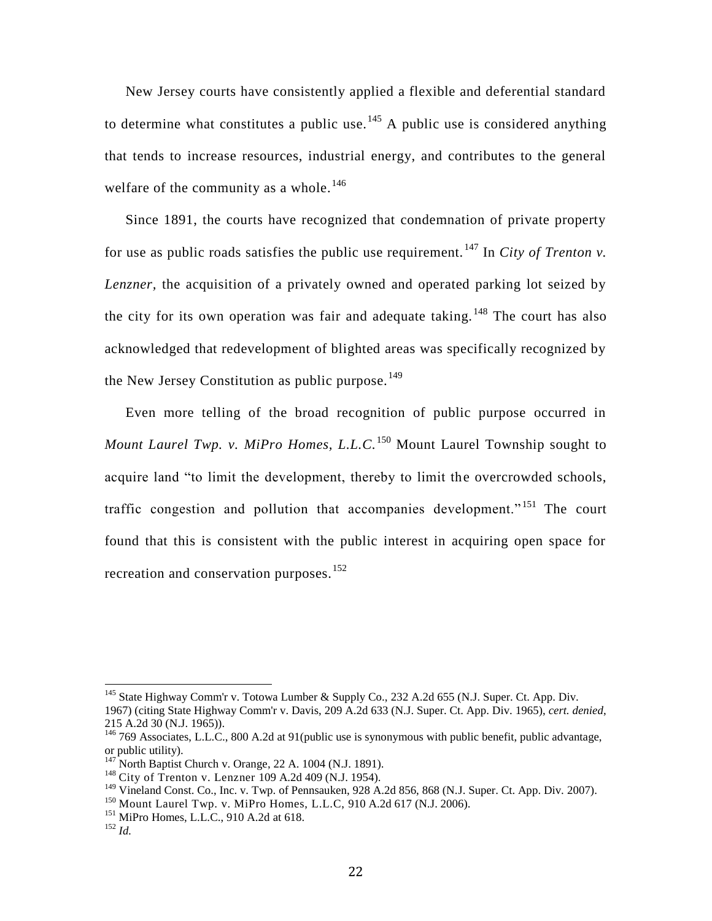New Jersey courts have consistently applied a flexible and deferential standard to determine what constitutes a public use.[145] A public use is considered anything that tends to increase resources, industrial energy, and contributes to the general welfare of the community as a whole.[146]

Since 1891, the courts have recognized that condemnation of private property for use as public roads satisfies the public use requirement.[147] In *City of Trenton v. Lenzner*, the acquisition of a privately owned and operated parking lot seized by the city for its own operation was fair and adequate taking.[148] The court has also acknowledged that redevelopment of blighted areas was specifically recognized by the New Jersey Constitution as public purpose.[149]

Even more telling of the broad recognition of public purpose occurred in *Mount Laurel Twp. v. MiPro Homes, L.L.C.*[150] Mount Laurel Township sought to acquire land "to limit the development, thereby to limit the overcrowded schools, traffic congestion and pollution that accompanies development."[151] The court found that this is consistent with the public interest in acquiring open space for recreation and conservation purposes.[152]

---

[145] State Highway Comm'r v. Totowa Lumber & Supply Co., 232 A.2d 655 (N.J. Super. Ct. App. Div. 1967) (citing State Highway Comm'r v. Davis, 209 A.2d 633 (N.J. Super. Ct. App. Div. 1965), *cert. denied*, 215 A.2d 30 (N.J. 1965)).

[146] 769 Associates, L.L.C., 800 A.2d at 91(public use is synonymous with public benefit, public advantage, or public utility).

[147] North Baptist Church v. Orange, 22 A. 1004 (N.J. 1891).

[148] City of Trenton v. Lenzner 109 A.2d 409 (N.J. 1954).

[149] Vineland Const. Co., Inc. v. Twp. of Pennsauken, 928 A.2d 856, 868 (N.J. Super. Ct. App. Div. 2007).

[150] Mount Laurel Twp. v. MiPro Homes, L.L.C, 910 A.2d 617 (N.J. 2006).

[151] MiPro Homes, L.L.C., 910 A.2d at 618.

[152] *Id.*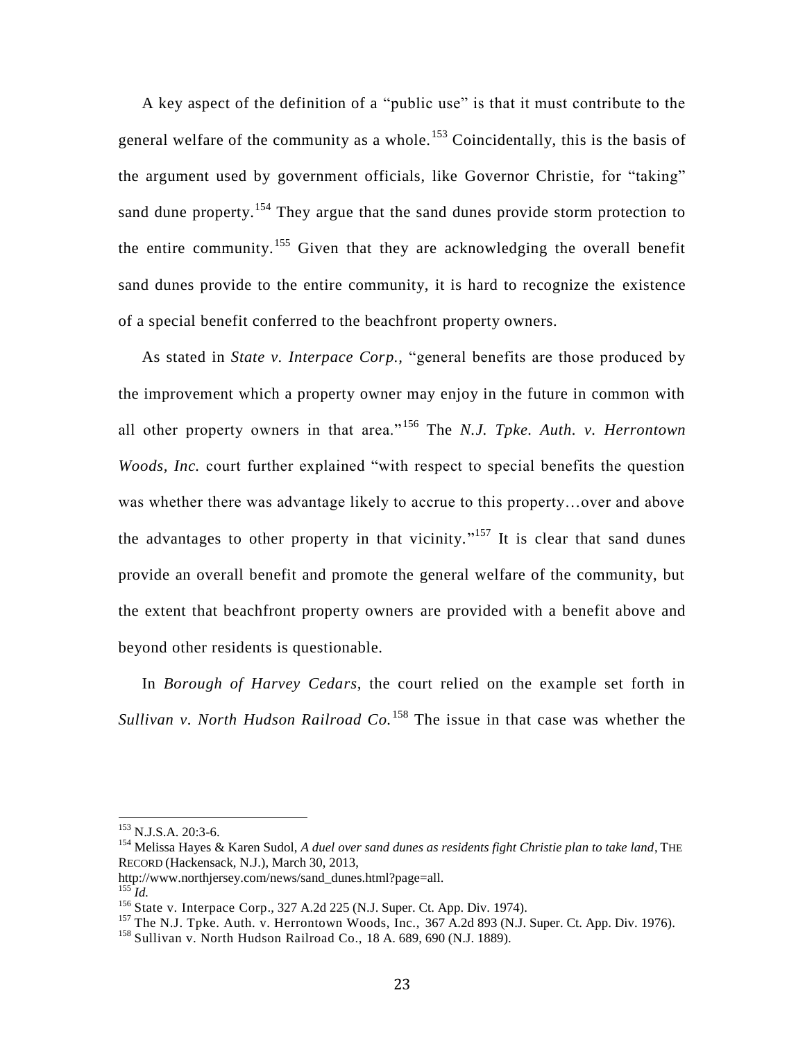A key aspect of the definition of a "public use" is that it must contribute to the general welfare of the community as a whole.[153] Coincidentally, this is the basis of the argument used by government officials, like Governor Christie, for "taking" sand dune property.[154] They argue that the sand dunes provide storm protection to the entire community.[155] Given that they are acknowledging the overall benefit sand dunes provide to the entire community, it is hard to recognize the existence of a special benefit conferred to the beachfront property owners.

As stated in *State v. Interpace Corp.*, "general benefits are those produced by the improvement which a property owner may enjoy in the future in common with all other property owners in that area."[156] The *N.J. Tpke. Auth. v. Herrontown Woods, Inc.* court further explained "with respect to special benefits the question was whether there was advantage likely to accrue to this property…over and above the advantages to other property in that vicinity."[157] It is clear that sand dunes provide an overall benefit and promote the general welfare of the community, but the extent that beachfront property owners are provided with a benefit above and beyond other residents is questionable.

In *Borough of Harvey Cedars*, the court relied on the example set forth in *Sullivan v. North Hudson Railroad Co.*[158] The issue in that case was whether the

---

[153] N.J.S.A. 20:3-6.

[154] Melissa Hayes & Karen Sudol, *A duel over sand dunes as residents fight Christie plan to take land*, THE RECORD (Hackensack, N.J.), March 30, 2013, http://www.northjersey.com/news/sand_dunes.html?page=all.

[155] *Id.*

[156] State v. Interpace Corp., 327 A.2d 225 (N.J. Super. Ct. App. Div. 1974).

[157] The N.J. Tpke. Auth. v. Herrontown Woods, Inc., 367 A.2d 893 (N.J. Super. Ct. App. Div. 1976).

[158] Sullivan v. North Hudson Railroad Co., 18 A. 689, 690 (N.J. 1889).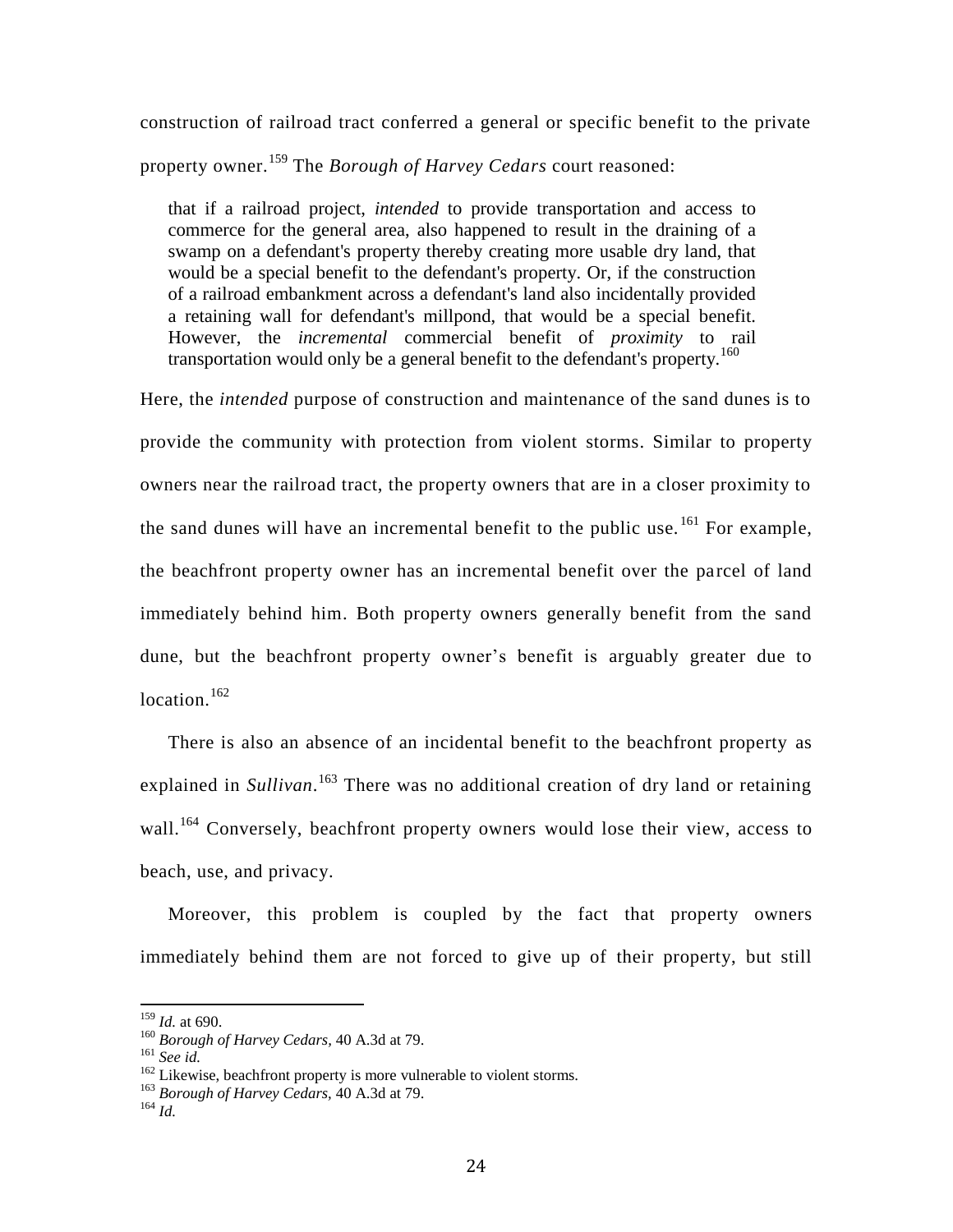construction of railroad tract conferred a general or specific benefit to the private property owner.[159] The *Borough of Harvey Cedars* court reasoned:

> that if a railroad project, *intended* to provide transportation and access to commerce for the general area, also happened to result in the draining of a swamp on a defendant's property thereby creating more usable dry land, that would be a special benefit to the defendant's property. Or, if the construction of a railroad embankment across a defendant's land also incidentally provided a retaining wall for defendant's millpond, that would be a special benefit. However, the *incremental* commercial benefit of *proximity* to rail transportation would only be a general benefit to the defendant's property.[160]

Here, the *intended* purpose of construction and maintenance of the sand dunes is to provide the community with protection from violent storms. Similar to property owners near the railroad tract, the property owners that are in a closer proximity to the sand dunes will have an incremental benefit to the public use.[161] For example, the beachfront property owner has an incremental benefit over the parcel of land immediately behind him. Both property owners generally benefit from the sand dune, but the beachfront property owner's benefit is arguably greater due to location.[162]

There is also an absence of an incidental benefit to the beachfront property as explained in *Sullivan*.[163] There was no additional creation of dry land or retaining wall.[164] Conversely, beachfront property owners would lose their view, access to beach, use, and privacy.

Moreover, this problem is coupled by the fact that property owners immediately behind them are not forced to give up of their property, but still

---

[159] *Id.* at 690.

[160] *Borough of Harvey Cedars*, 40 A.3d at 79.

[161] *See id.*

[162] Likewise, beachfront property is more vulnerable to violent storms.

[163] *Borough of Harvey Cedars*, 40 A.3d at 79.

[164] *Id.*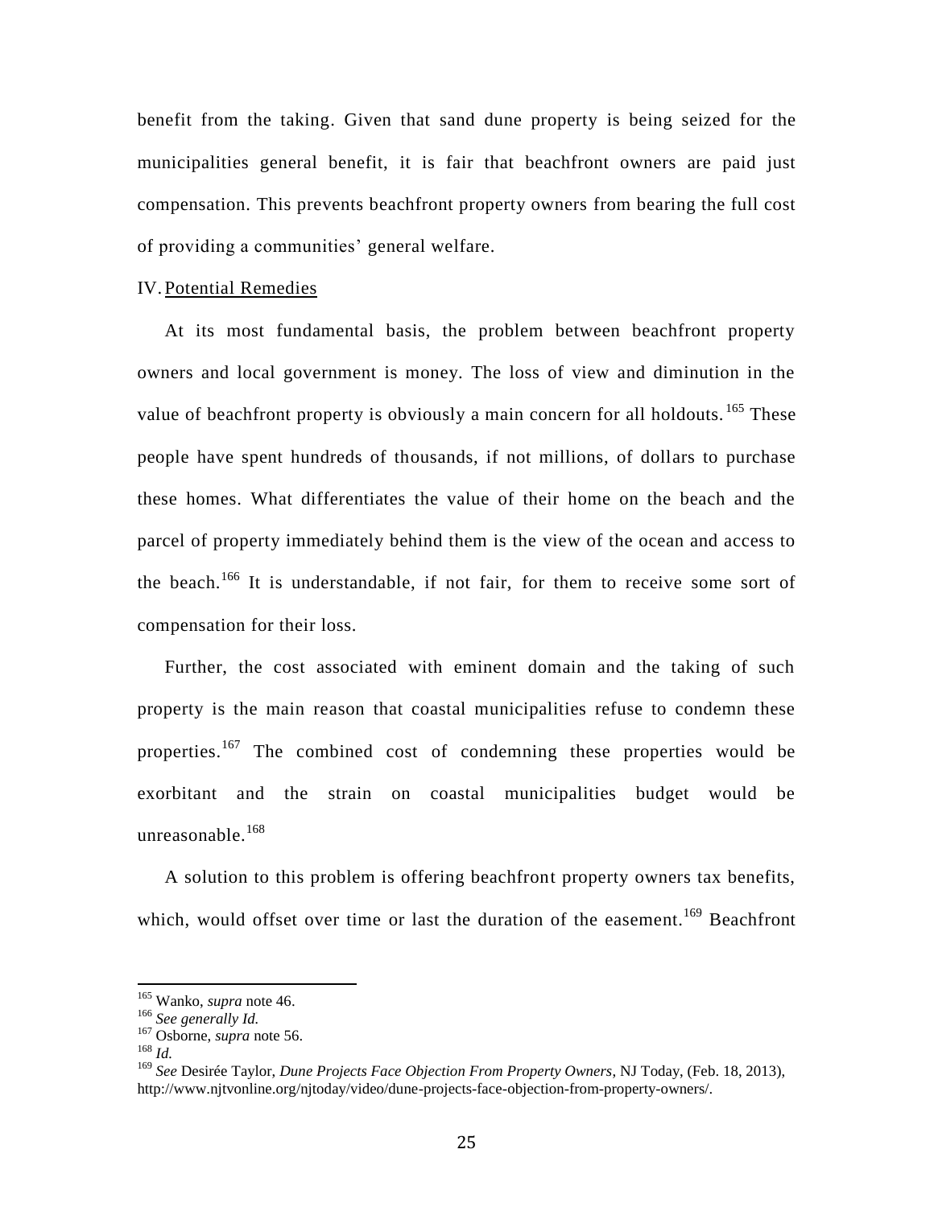benefit from the taking. Given that sand dune property is being seized for the municipalities general benefit, it is fair that beachfront owners are paid just compensation. This prevents beachfront property owners from bearing the full cost of providing a communities' general welfare.

IV. Potential Remedies

At its most fundamental basis, the problem between beachfront property owners and local government is money. The loss of view and diminution in the value of beachfront property is obviously a main concern for all holdouts.[165] These people have spent hundreds of thousands, if not millions, of dollars to purchase these homes. What differentiates the value of their home on the beach and the parcel of property immediately behind them is the view of the ocean and access to the beach.[166] It is understandable, if not fair, for them to receive some sort of compensation for their loss.

Further, the cost associated with eminent domain and the taking of such property is the main reason that coastal municipalities refuse to condemn these properties.[167] The combined cost of condemning these properties would be exorbitant and the strain on coastal municipalities budget would be unreasonable.[168]

A solution to this problem is offering beachfront property owners tax benefits, which, would offset over time or last the duration of the easement.[169] Beachfront

---

[165] Wanko, *supra* note 46.

[166] *See generally Id.*

[167] Osborne, *supra* note 56.

[168] *Id.*

[169] *See* Desirée Taylor, *Dune Projects Face Objection From Property Owners*, NJ Today, (Feb. 18, 2013), http://www.njtvonline.org/njtoday/video/dune-projects-face-objection-from-property-owners/.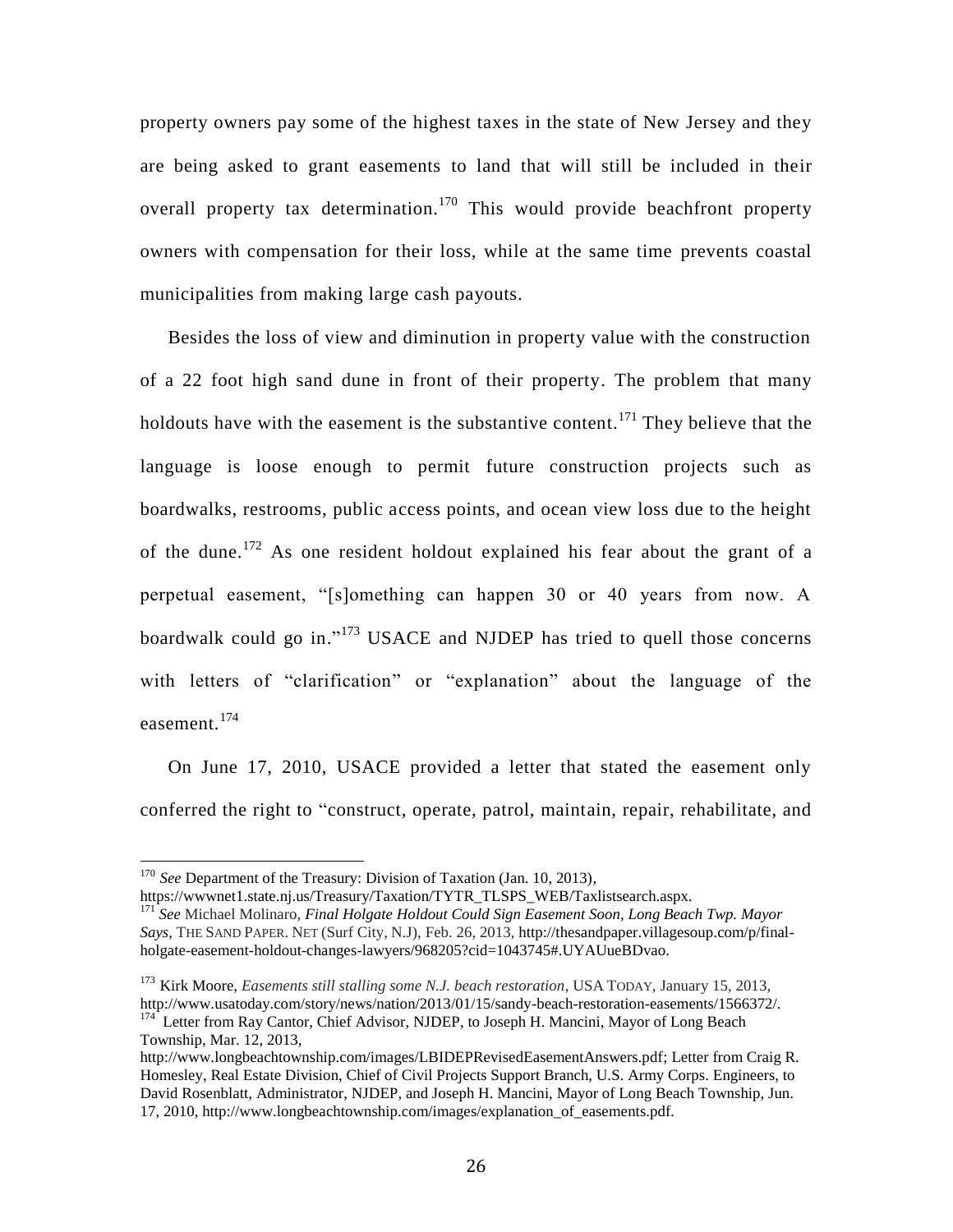property owners pay some of the highest taxes in the state of New Jersey and they are being asked to grant easements to land that will still be included in their overall property tax determination.[170] This would provide beachfront property owners with compensation for their loss, while at the same time prevents coastal municipalities from making large cash payouts.

Besides the loss of view and diminution in property value with the construction of a 22 foot high sand dune in front of their property. The problem that many holdouts have with the easement is the substantive content.[171] They believe that the language is loose enough to permit future construction projects such as boardwalks, restrooms, public access points, and ocean view loss due to the height of the dune.[172] As one resident holdout explained his fear about the grant of a perpetual easement, "[s]omething can happen 30 or 40 years from now. A boardwalk could go in."[173] USACE and NJDEP has tried to quell those concerns with letters of "clarification" or "explanation" about the language of the easement.[174]

On June 17, 2010, USACE provided a letter that stated the easement only conferred the right to "construct, operate, patrol, maintain, repair, rehabilitate, and

---

[170] *See* Department of the Treasury: Division of Taxation (Jan. 10, 2013), https://wwwnet1.state.nj.us/Treasury/Taxation/TYTR_TLSPS_WEB/Taxlistsearch.aspx.

[171] *See* Michael Molinaro, *Final Holgate Holdout Could Sign Easement Soon, Long Beach Twp. Mayor Says*, THE SAND PAPER.NET (Surf City, N.J), Feb. 26, 2013, http://thesandpaper.villagesoup.com/p/final-holgate-easement-holdout-changes-lawyers/968205?cid=1043745#.UYAUueBDvao.

[173] Kirk Moore, *Easements still stalling some N.J. beach restoration*, USA TODAY, January 15, 2013, http://www.usatoday.com/story/news/nation/2013/01/15/sandy-beach-restoration-easements/1566372/.

[174] Letter from Ray Cantor, Chief Advisor, NJDEP, to Joseph H. Mancini, Mayor of Long Beach Township, Mar. 12, 2013, http://www.longbeachtownship.com/images/LBIDEPRevisedEasementAnswers.pdf; Letter from Craig R. Homesley, Real Estate Division, Chief of Civil Projects Support Branch, U.S. Army Corps. Engineers, to David Rosenblatt, Administrator, NJDEP, and Joseph H. Mancini, Mayor of Long Beach Township, Jun. 17, 2010, http://www.longbeachtownship.com/images/explanation_of_easements.pdf.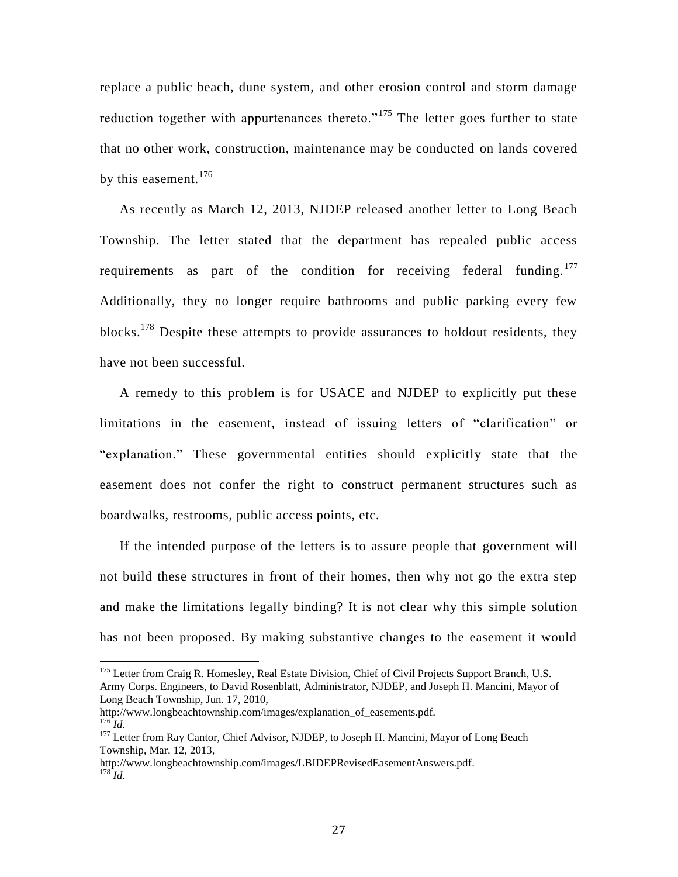replace a public beach, dune system, and other erosion control and storm damage reduction together with appurtenances thereto."[175] The letter goes further to state that no other work, construction, maintenance may be conducted on lands covered by this easement.[176]

As recently as March 12, 2013, NJDEP released another letter to Long Beach Township. The letter stated that the department has repealed public access requirements as part of the condition for receiving federal funding.[177] Additionally, they no longer require bathrooms and public parking every few blocks.[178] Despite these attempts to provide assurances to holdout residents, they have not been successful.

A remedy to this problem is for USACE and NJDEP to explicitly put these limitations in the easement, instead of issuing letters of "clarification" or "explanation." These governmental entities should explicitly state that the easement does not confer the right to construct permanent structures such as boardwalks, restrooms, public access points, etc.

If the intended purpose of the letters is to assure people that government will not build these structures in front of their homes, then why not go the extra step and make the limitations legally binding? It is not clear why this simple solution has not been proposed. By making substantive changes to the easement it would

---

[175] Letter from Craig R. Homesley, Real Estate Division, Chief of Civil Projects Support Branch, U.S. Army Corps. Engineers, to David Rosenblatt, Administrator, NJDEP, and Joseph H. Mancini, Mayor of Long Beach Township, Jun. 17, 2010, http://www.longbeachtownship.com/images/explanation_of_easements.pdf.

[176] *Id.*

[177] Letter from Ray Cantor, Chief Advisor, NJDEP, to Joseph H. Mancini, Mayor of Long Beach Township, Mar. 12, 2013, http://www.longbeachtownship.com/images/LBIDEPRevisedEasementAnswers.pdf.

[178] *Id.*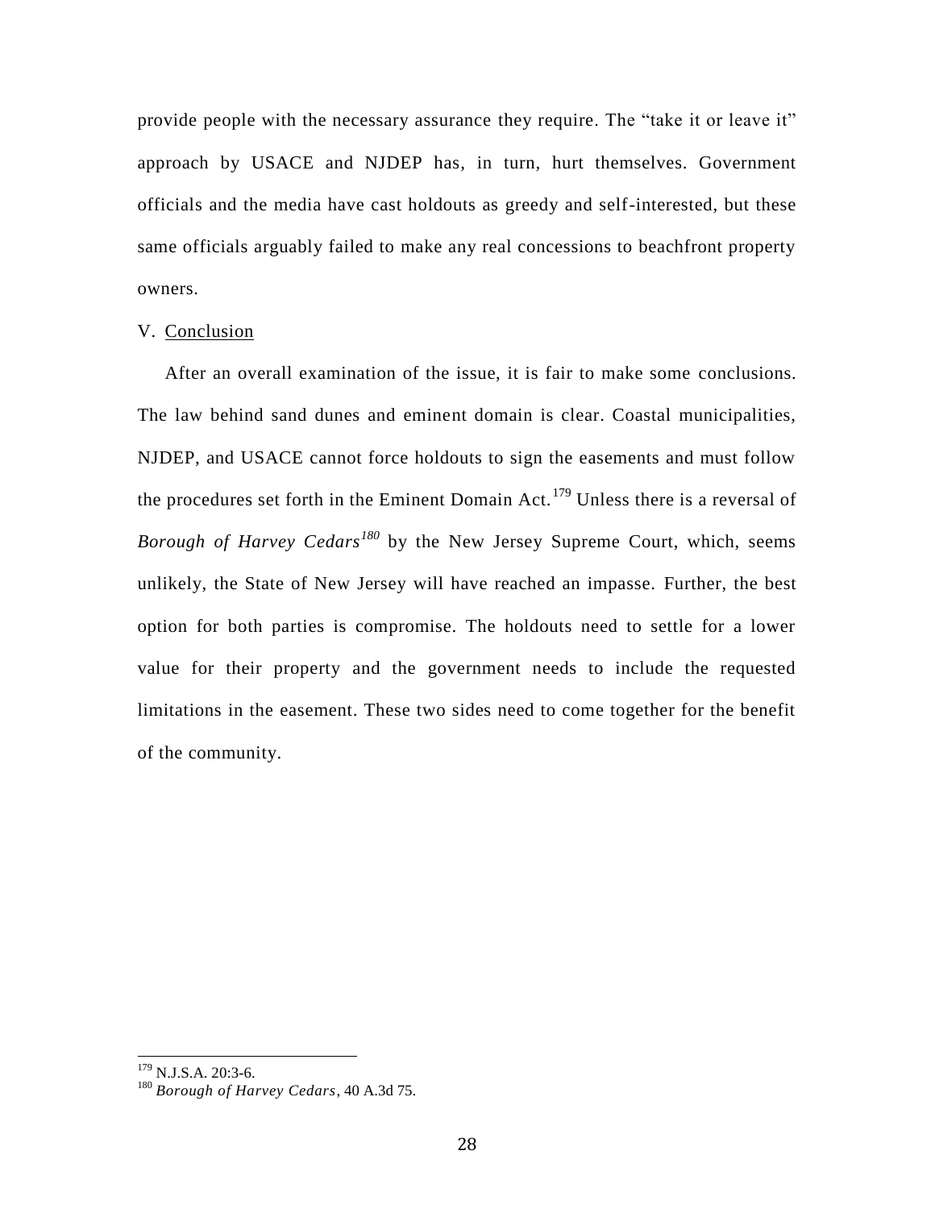provide people with the necessary assurance they require. The "take it or leave it" approach by USACE and NJDEP has, in turn, hurt themselves. Government officials and the media have cast holdouts as greedy and self-interested, but these same officials arguably failed to make any real concessions to beachfront property owners.

## V. Conclusion

After an overall examination of the issue, it is fair to make some conclusions. The law behind sand dunes and eminent domain is clear. Coastal municipalities, NJDEP, and USACE cannot force holdouts to sign the easements and must follow the procedures set forth in the Eminent Domain Act.[179] Unless there is a reversal of *Borough of Harvey Cedars*[180] by the New Jersey Supreme Court, which, seems unlikely, the State of New Jersey will have reached an impasse. Further, the best option for both parties is compromise. The holdouts need to settle for a lower value for their property and the government needs to include the requested limitations in the easement. These two sides need to come together for the benefit of the community.

---

[179] N.J.S.A. 20:3-6.

[180] *Borough of Harvey Cedars*, 40 A.3d 75.